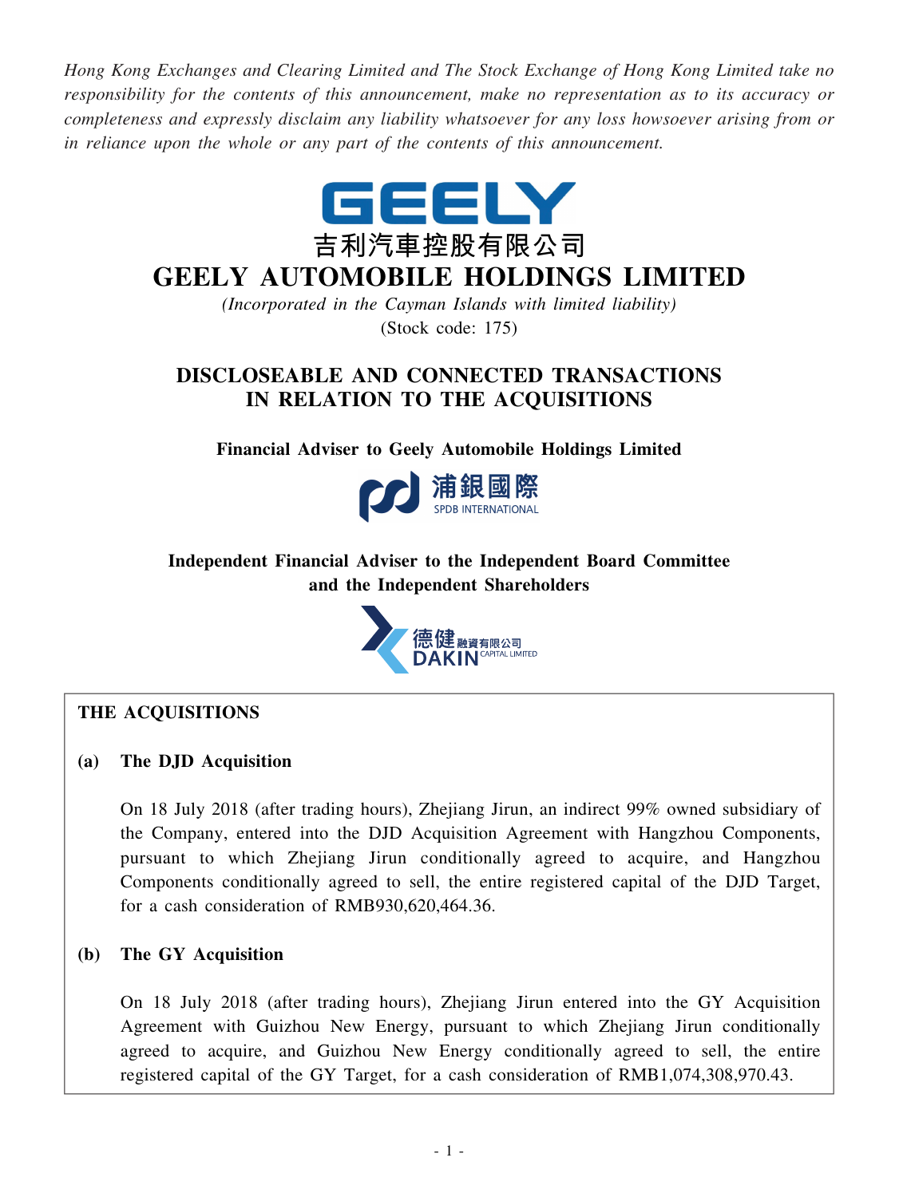*Hong Kong Exchanges and Clearing Limited and The Stock Exchange of Hong Kong Limited take no responsibility for the contents of this announcement, make no representation as to its accuracy or completeness and expressly disclaim any liability whatsoever for any loss howsoever arising from or in reliance upon the whole or any part of the contents of this announcement.*

GEELY

吉利汽車控股有限公司

# GEELY AUTOMOBILE HOLDINGS LIMITED

*(Incorporated in the Cayman Islands with limited liability)*

(Stock code: 175)

## DISCLOSEABLE AND CONNECTED TRANSACTIONS IN RELATION TO THE ACQUISITIONS

**Financial Adviser to Geely Automobile Holdings Limited**

浦銀國際 SPDB INTERNATIONAL

**Independent Financial Adviser to the Independent Board Committee and the Independent Shareholders**

德健融資有限公司 DAKIN CAPITAL LIMITED

**THE ACQUISITIONS**

**(a) The DJD Acquisition**

On 18 July 2018 (after trading hours), Zhejiang Jirun, an indirect 99% owned subsidiary of the Company, entered into the DJD Acquisition Agreement with Hangzhou Components, pursuant to which Zhejiang Jirun conditionally agreed to acquire, and Hangzhou Components conditionally agreed to sell, the entire registered capital of the DJD Target, for a cash consideration of RMB930,620,464.36.

**(b) The GY Acquisition**

On 18 July 2018 (after trading hours), Zhejiang Jirun entered into the GY Acquisition Agreement with Guizhou New Energy, pursuant to which Zhejiang Jirun conditionally agreed to acquire, and Guizhou New Energy conditionally agreed to sell, the entire registered capital of the GY Target, for a cash consideration of RMB1,074,308,970.43.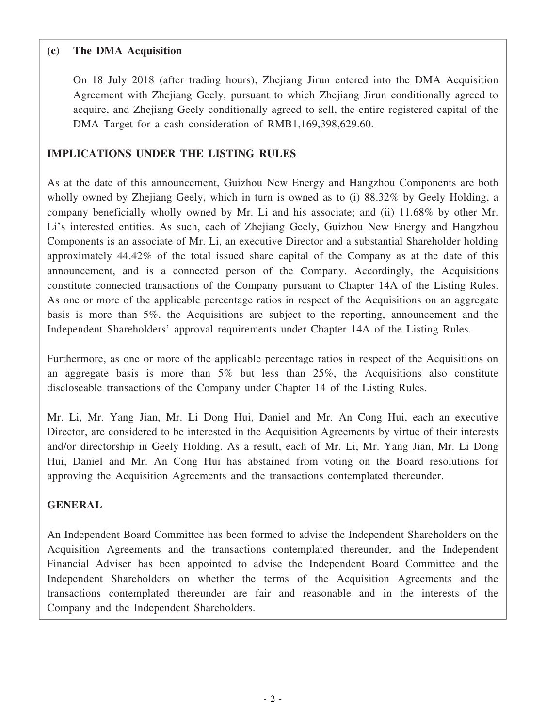**(c) The DMA Acquisition**

On 18 July 2018 (after trading hours), Zhejiang Jirun entered into the DMA Acquisition Agreement with Zhejiang Geely, pursuant to which Zhejiang Jirun conditionally agreed to acquire, and Zhejiang Geely conditionally agreed to sell, the entire registered capital of the DMA Target for a cash consideration of RMB1,169,398,629.60.

## IMPLICATIONS UNDER THE LISTING RULES

As at the date of this announcement, Guizhou New Energy and Hangzhou Components are both wholly owned by Zhejiang Geely, which in turn is owned as to (i) 88.32% by Geely Holding, a company beneficially wholly owned by Mr. Li and his associate; and (ii) 11.68% by other Mr. Li's interested entities. As such, each of Zhejiang Geely, Guizhou New Energy and Hangzhou Components is an associate of Mr. Li, an executive Director and a substantial Shareholder holding approximately 44.42% of the total issued share capital of the Company as at the date of this announcement, and is a connected person of the Company. Accordingly, the Acquisitions constitute connected transactions of the Company pursuant to Chapter 14A of the Listing Rules. As one or more of the applicable percentage ratios in respect of the Acquisitions on an aggregate basis is more than 5%, the Acquisitions are subject to the reporting, announcement and the Independent Shareholders' approval requirements under Chapter 14A of the Listing Rules.

Furthermore, as one or more of the applicable percentage ratios in respect of the Acquisitions on an aggregate basis is more than 5% but less than 25%, the Acquisitions also constitute discloseable transactions of the Company under Chapter 14 of the Listing Rules.

Mr. Li, Mr. Yang Jian, Mr. Li Dong Hui, Daniel and Mr. An Cong Hui, each an executive Director, are considered to be interested in the Acquisition Agreements by virtue of their interests and/or directorship in Geely Holding. As a result, each of Mr. Li, Mr. Yang Jian, Mr. Li Dong Hui, Daniel and Mr. An Cong Hui has abstained from voting on the Board resolutions for approving the Acquisition Agreements and the transactions contemplated thereunder.

## GENERAL

An Independent Board Committee has been formed to advise the Independent Shareholders on the Acquisition Agreements and the transactions contemplated thereunder, and the Independent Financial Adviser has been appointed to advise the Independent Board Committee and the Independent Shareholders on whether the terms of the Acquisition Agreements and the transactions contemplated thereunder are fair and reasonable and in the interests of the Company and the Independent Shareholders.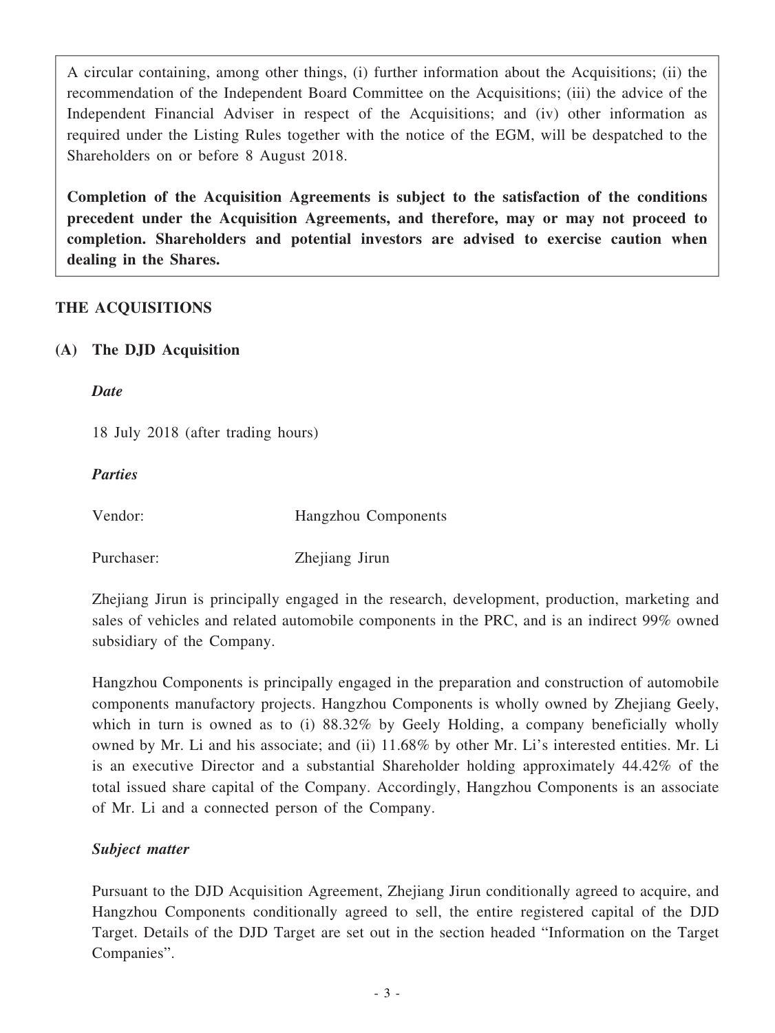A circular containing, among other things, (i) further information about the Acquisitions; (ii) the recommendation of the Independent Board Committee on the Acquisitions; (iii) the advice of the Independent Financial Adviser in respect of the Acquisitions; and (iv) other information as required under the Listing Rules together with the notice of the EGM, will be despatched to the Shareholders on or before 8 August 2018.

**Completion of the Acquisition Agreements is subject to the satisfaction of the conditions precedent under the Acquisition Agreements, and therefore, may or may not proceed to completion. Shareholders and potential investors are advised to exercise caution when dealing in the Shares.**

## THE ACQUISITIONS

### (A) The DJD Acquisition

***Date***

18 July 2018 (after trading hours)

***Parties***

Vendor: Hangzhou Components

Purchaser: Zhejiang Jirun

Zhejiang Jirun is principally engaged in the research, development, production, marketing and sales of vehicles and related automobile components in the PRC, and is an indirect 99% owned subsidiary of the Company.

Hangzhou Components is principally engaged in the preparation and construction of automobile components manufactory projects. Hangzhou Components is wholly owned by Zhejiang Geely, which in turn is owned as to (i) 88.32% by Geely Holding, a company beneficially wholly owned by Mr. Li and his associate; and (ii) 11.68% by other Mr. Li's interested entities. Mr. Li is an executive Director and a substantial Shareholder holding approximately 44.42% of the total issued share capital of the Company. Accordingly, Hangzhou Components is an associate of Mr. Li and a connected person of the Company.

***Subject matter***

Pursuant to the DJD Acquisition Agreement, Zhejiang Jirun conditionally agreed to acquire, and Hangzhou Components conditionally agreed to sell, the entire registered capital of the DJD Target. Details of the DJD Target are set out in the section headed "Information on the Target Companies".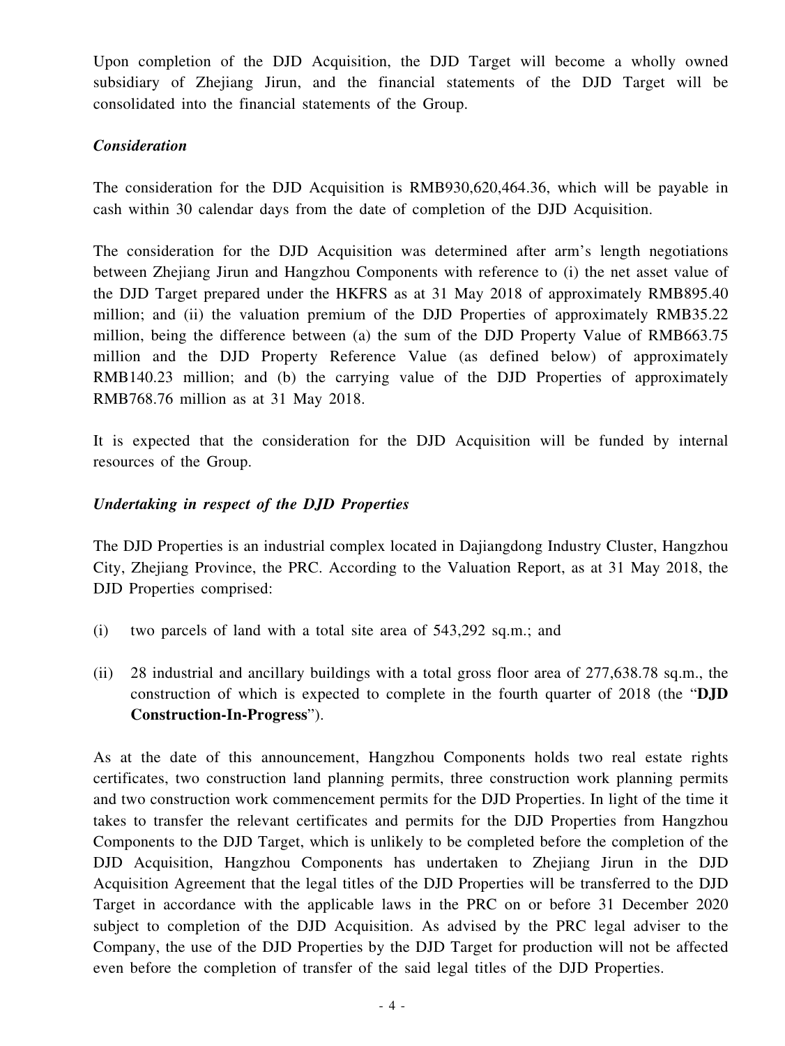Upon completion of the DJD Acquisition, the DJD Target will become a wholly owned subsidiary of Zhejiang Jirun, and the financial statements of the DJD Target will be consolidated into the financial statements of the Group.

***Consideration***

The consideration for the DJD Acquisition is RMB930,620,464.36, which will be payable in cash within 30 calendar days from the date of completion of the DJD Acquisition.

The consideration for the DJD Acquisition was determined after arm's length negotiations between Zhejiang Jirun and Hangzhou Components with reference to (i) the net asset value of the DJD Target prepared under the HKFRS as at 31 May 2018 of approximately RMB895.40 million; and (ii) the valuation premium of the DJD Properties of approximately RMB35.22 million, being the difference between (a) the sum of the DJD Property Value of RMB663.75 million and the DJD Property Reference Value (as defined below) of approximately RMB140.23 million; and (b) the carrying value of the DJD Properties of approximately RMB768.76 million as at 31 May 2018.

It is expected that the consideration for the DJD Acquisition will be funded by internal resources of the Group.

***Undertaking in respect of the DJD Properties***

The DJD Properties is an industrial complex located in Dajiangdong Industry Cluster, Hangzhou City, Zhejiang Province, the PRC. According to the Valuation Report, as at 31 May 2018, the DJD Properties comprised:

(i) two parcels of land with a total site area of 543,292 sq.m.; and

(ii) 28 industrial and ancillary buildings with a total gross floor area of 277,638.78 sq.m., the construction of which is expected to complete in the fourth quarter of 2018 (the "**DJD Construction-In-Progress**").

As at the date of this announcement, Hangzhou Components holds two real estate rights certificates, two construction land planning permits, three construction work planning permits and two construction work commencement permits for the DJD Properties. In light of the time it takes to transfer the relevant certificates and permits for the DJD Properties from Hangzhou Components to the DJD Target, which is unlikely to be completed before the completion of the DJD Acquisition, Hangzhou Components has undertaken to Zhejiang Jirun in the DJD Acquisition Agreement that the legal titles of the DJD Properties will be transferred to the DJD Target in accordance with the applicable laws in the PRC on or before 31 December 2020 subject to completion of the DJD Acquisition. As advised by the PRC legal adviser to the Company, the use of the DJD Properties by the DJD Target for production will not be affected even before the completion of transfer of the said legal titles of the DJD Properties.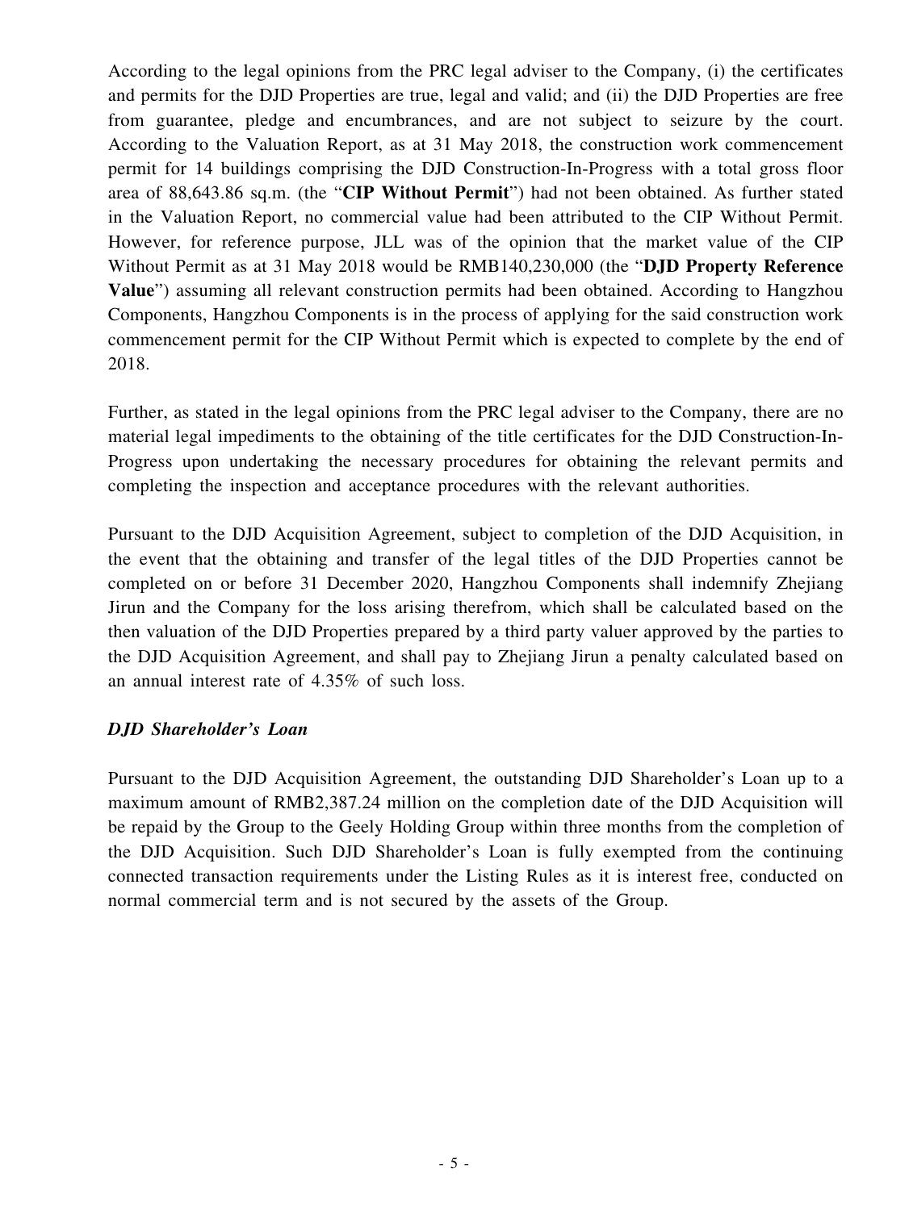According to the legal opinions from the PRC legal adviser to the Company, (i) the certificates and permits for the DJD Properties are true, legal and valid; and (ii) the DJD Properties are free from guarantee, pledge and encumbrances, and are not subject to seizure by the court. According to the Valuation Report, as at 31 May 2018, the construction work commencement permit for 14 buildings comprising the DJD Construction-In-Progress with a total gross floor area of 88,643.86 sq.m. (the "**CIP Without Permit**") had not been obtained. As further stated in the Valuation Report, no commercial value had been attributed to the CIP Without Permit. However, for reference purpose, JLL was of the opinion that the market value of the CIP Without Permit as at 31 May 2018 would be RMB140,230,000 (the "**DJD Property Reference Value**") assuming all relevant construction permits had been obtained. According to Hangzhou Components, Hangzhou Components is in the process of applying for the said construction work commencement permit for the CIP Without Permit which is expected to complete by the end of 2018.

Further, as stated in the legal opinions from the PRC legal adviser to the Company, there are no material legal impediments to the obtaining of the title certificates for the DJD Construction-In-Progress upon undertaking the necessary procedures for obtaining the relevant permits and completing the inspection and acceptance procedures with the relevant authorities.

Pursuant to the DJD Acquisition Agreement, subject to completion of the DJD Acquisition, in the event that the obtaining and transfer of the legal titles of the DJD Properties cannot be completed on or before 31 December 2020, Hangzhou Components shall indemnify Zhejiang Jirun and the Company for the loss arising therefrom, which shall be calculated based on the then valuation of the DJD Properties prepared by a third party valuer approved by the parties to the DJD Acquisition Agreement, and shall pay to Zhejiang Jirun a penalty calculated based on an annual interest rate of 4.35% of such loss.

***DJD Shareholder's Loan***

Pursuant to the DJD Acquisition Agreement, the outstanding DJD Shareholder's Loan up to a maximum amount of RMB2,387.24 million on the completion date of the DJD Acquisition will be repaid by the Group to the Geely Holding Group within three months from the completion of the DJD Acquisition. Such DJD Shareholder's Loan is fully exempted from the continuing connected transaction requirements under the Listing Rules as it is interest free, conducted on normal commercial term and is not secured by the assets of the Group.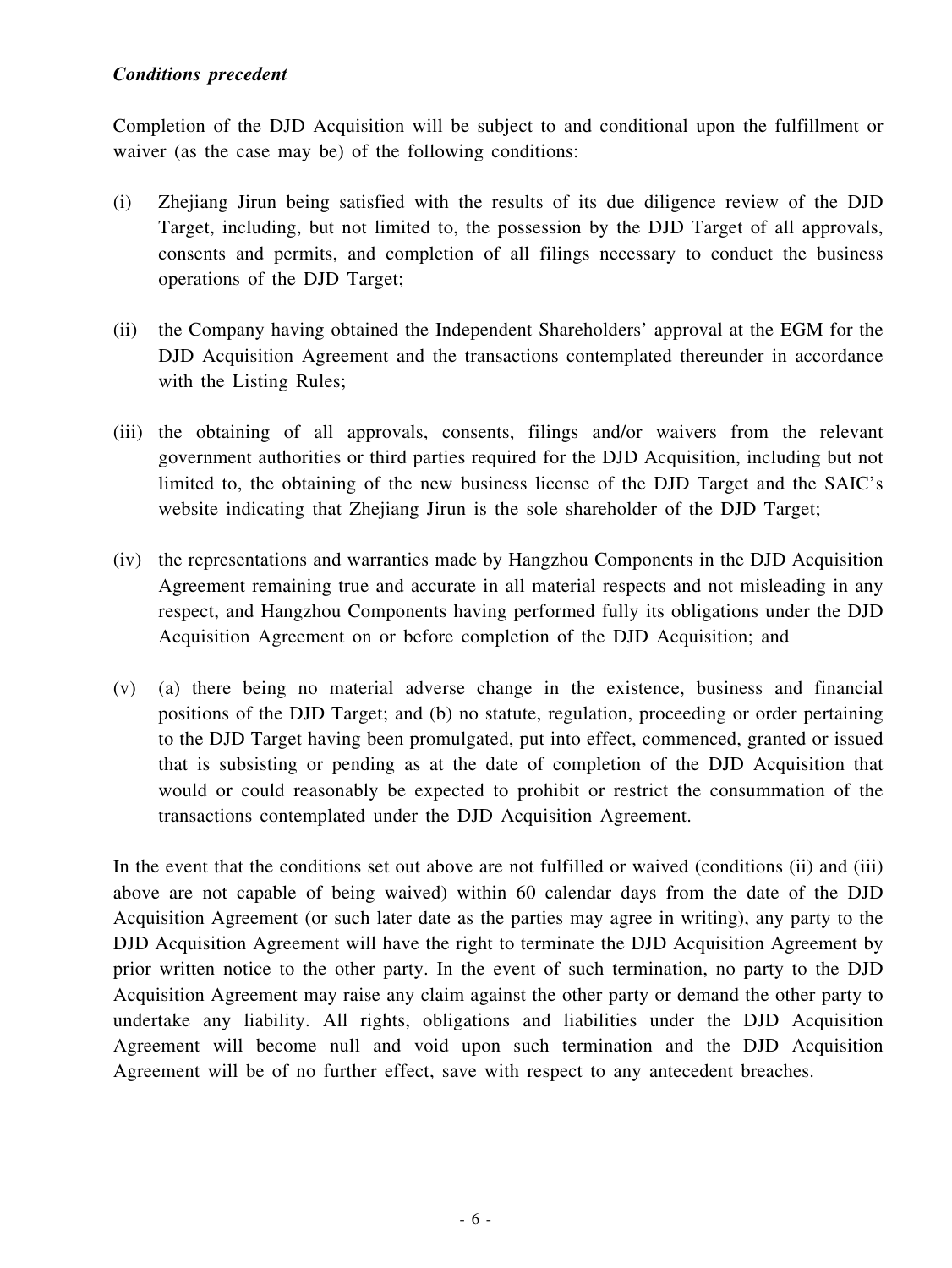*Conditions precedent*

Completion of the DJD Acquisition will be subject to and conditional upon the fulfillment or waiver (as the case may be) of the following conditions:

(i) Zhejiang Jirun being satisfied with the results of its due diligence review of the DJD Target, including, but not limited to, the possession by the DJD Target of all approvals, consents and permits, and completion of all filings necessary to conduct the business operations of the DJD Target;

(ii) the Company having obtained the Independent Shareholders' approval at the EGM for the DJD Acquisition Agreement and the transactions contemplated thereunder in accordance with the Listing Rules;

(iii) the obtaining of all approvals, consents, filings and/or waivers from the relevant government authorities or third parties required for the DJD Acquisition, including but not limited to, the obtaining of the new business license of the DJD Target and the SAIC's website indicating that Zhejiang Jirun is the sole shareholder of the DJD Target;

(iv) the representations and warranties made by Hangzhou Components in the DJD Acquisition Agreement remaining true and accurate in all material respects and not misleading in any respect, and Hangzhou Components having performed fully its obligations under the DJD Acquisition Agreement on or before completion of the DJD Acquisition; and

(v) (a) there being no material adverse change in the existence, business and financial positions of the DJD Target; and (b) no statute, regulation, proceeding or order pertaining to the DJD Target having been promulgated, put into effect, commenced, granted or issued that is subsisting or pending as at the date of completion of the DJD Acquisition that would or could reasonably be expected to prohibit or restrict the consummation of the transactions contemplated under the DJD Acquisition Agreement.

In the event that the conditions set out above are not fulfilled or waived (conditions (ii) and (iii) above are not capable of being waived) within 60 calendar days from the date of the DJD Acquisition Agreement (or such later date as the parties may agree in writing), any party to the DJD Acquisition Agreement will have the right to terminate the DJD Acquisition Agreement by prior written notice to the other party. In the event of such termination, no party to the DJD Acquisition Agreement may raise any claim against the other party or demand the other party to undertake any liability. All rights, obligations and liabilities under the DJD Acquisition Agreement will become null and void upon such termination and the DJD Acquisition Agreement will be of no further effect, save with respect to any antecedent breaches.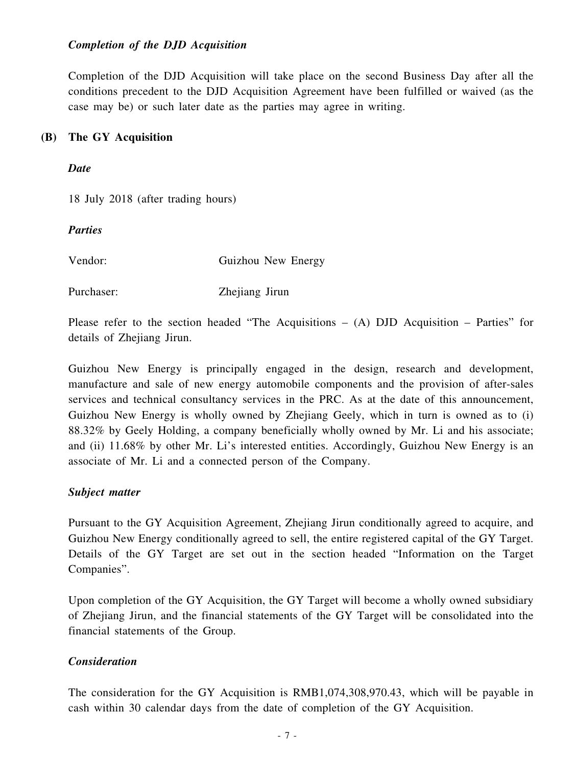***Completion of the DJD Acquisition***

Completion of the DJD Acquisition will take place on the second Business Day after all the conditions precedent to the DJD Acquisition Agreement have been fulfilled or waived (as the case may be) or such later date as the parties may agree in writing.

## (B) The GY Acquisition

***Date***

18 July 2018 (after trading hours)

***Parties***

Vendor: Guizhou New Energy

Purchaser: Zhejiang Jirun

Please refer to the section headed "The Acquisitions – (A) DJD Acquisition – Parties" for details of Zhejiang Jirun.

Guizhou New Energy is principally engaged in the design, research and development, manufacture and sale of new energy automobile components and the provision of after-sales services and technical consultancy services in the PRC. As at the date of this announcement, Guizhou New Energy is wholly owned by Zhejiang Geely, which in turn is owned as to (i) 88.32% by Geely Holding, a company beneficially wholly owned by Mr. Li and his associate; and (ii) 11.68% by other Mr. Li's interested entities. Accordingly, Guizhou New Energy is an associate of Mr. Li and a connected person of the Company.

***Subject matter***

Pursuant to the GY Acquisition Agreement, Zhejiang Jirun conditionally agreed to acquire, and Guizhou New Energy conditionally agreed to sell, the entire registered capital of the GY Target. Details of the GY Target are set out in the section headed "Information on the Target Companies".

Upon completion of the GY Acquisition, the GY Target will become a wholly owned subsidiary of Zhejiang Jirun, and the financial statements of the GY Target will be consolidated into the financial statements of the Group.

***Consideration***

The consideration for the GY Acquisition is RMB1,074,308,970.43, which will be payable in cash within 30 calendar days from the date of completion of the GY Acquisition.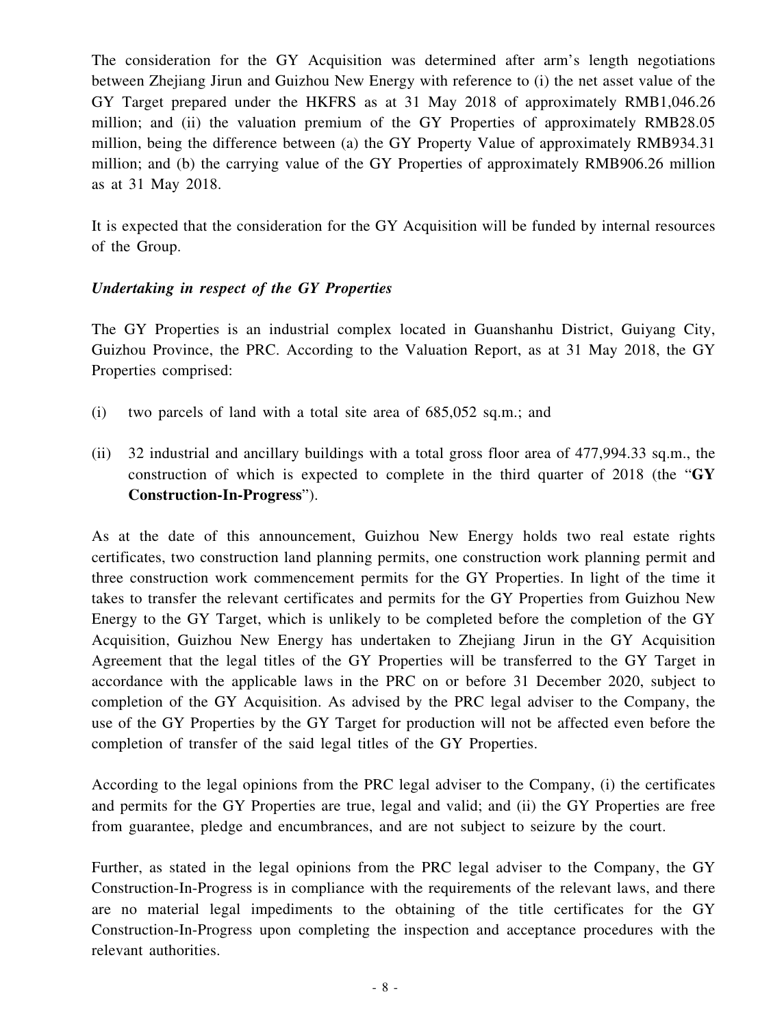The consideration for the GY Acquisition was determined after arm's length negotiations between Zhejiang Jirun and Guizhou New Energy with reference to (i) the net asset value of the GY Target prepared under the HKFRS as at 31 May 2018 of approximately RMB1,046.26 million; and (ii) the valuation premium of the GY Properties of approximately RMB28.05 million, being the difference between (a) the GY Property Value of approximately RMB934.31 million; and (b) the carrying value of the GY Properties of approximately RMB906.26 million as at 31 May 2018.

It is expected that the consideration for the GY Acquisition will be funded by internal resources of the Group.

***Undertaking in respect of the GY Properties***

The GY Properties is an industrial complex located in Guanshanhu District, Guiyang City, Guizhou Province, the PRC. According to the Valuation Report, as at 31 May 2018, the GY Properties comprised:

(i) two parcels of land with a total site area of 685,052 sq.m.; and

(ii) 32 industrial and ancillary buildings with a total gross floor area of 477,994.33 sq.m., the construction of which is expected to complete in the third quarter of 2018 (the "**GY Construction-In-Progress**").

As at the date of this announcement, Guizhou New Energy holds two real estate rights certificates, two construction land planning permits, one construction work planning permit and three construction work commencement permits for the GY Properties. In light of the time it takes to transfer the relevant certificates and permits for the GY Properties from Guizhou New Energy to the GY Target, which is unlikely to be completed before the completion of the GY Acquisition, Guizhou New Energy has undertaken to Zhejiang Jirun in the GY Acquisition Agreement that the legal titles of the GY Properties will be transferred to the GY Target in accordance with the applicable laws in the PRC on or before 31 December 2020, subject to completion of the GY Acquisition. As advised by the PRC legal adviser to the Company, the use of the GY Properties by the GY Target for production will not be affected even before the completion of transfer of the said legal titles of the GY Properties.

According to the legal opinions from the PRC legal adviser to the Company, (i) the certificates and permits for the GY Properties are true, legal and valid; and (ii) the GY Properties are free from guarantee, pledge and encumbrances, and are not subject to seizure by the court.

Further, as stated in the legal opinions from the PRC legal adviser to the Company, the GY Construction-In-Progress is in compliance with the requirements of the relevant laws, and there are no material legal impediments to the obtaining of the title certificates for the GY Construction-In-Progress upon completing the inspection and acceptance procedures with the relevant authorities.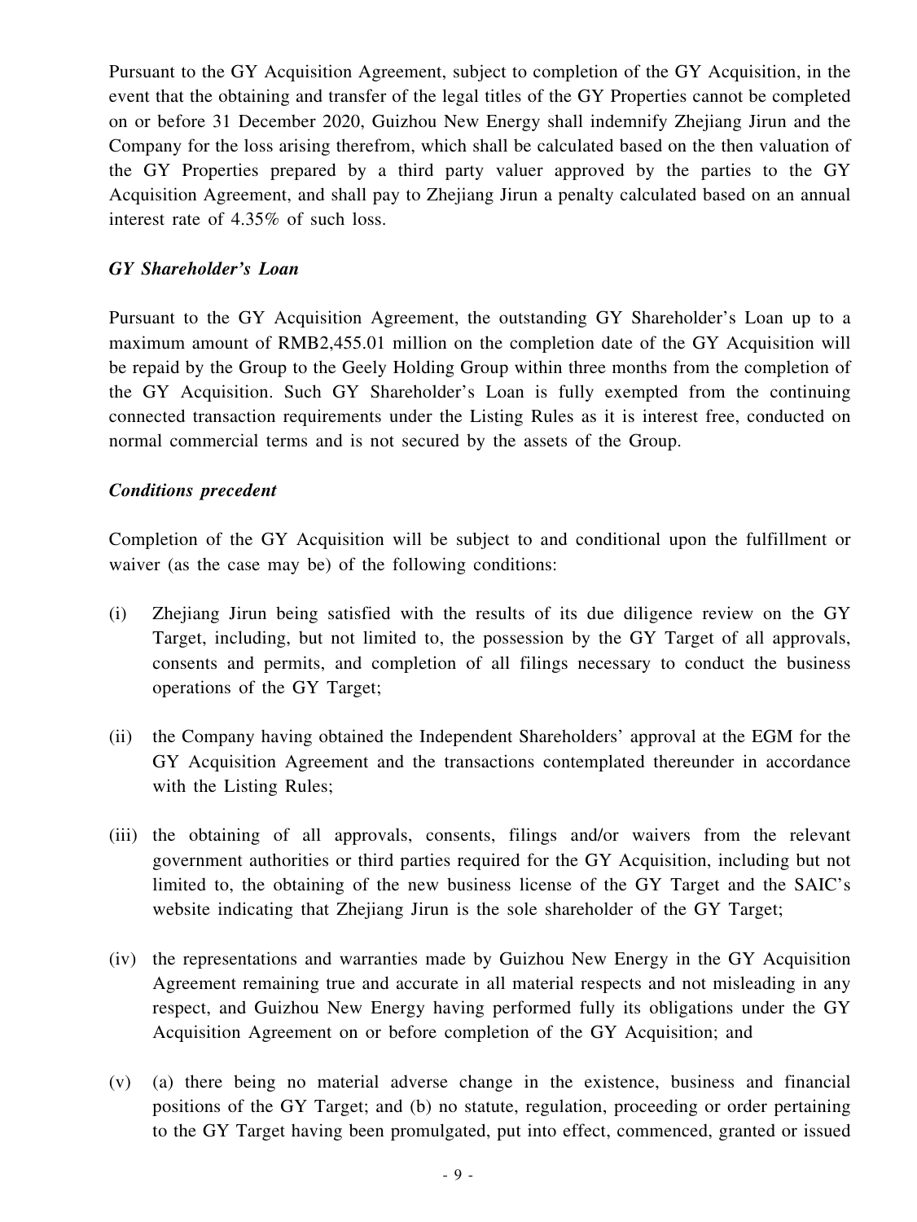Pursuant to the GY Acquisition Agreement, subject to completion of the GY Acquisition, in the event that the obtaining and transfer of the legal titles of the GY Properties cannot be completed on or before 31 December 2020, Guizhou New Energy shall indemnify Zhejiang Jirun and the Company for the loss arising therefrom, which shall be calculated based on the then valuation of the GY Properties prepared by a third party valuer approved by the parties to the GY Acquisition Agreement, and shall pay to Zhejiang Jirun a penalty calculated based on an annual interest rate of 4.35% of such loss.

***GY Shareholder's Loan***

Pursuant to the GY Acquisition Agreement, the outstanding GY Shareholder's Loan up to a maximum amount of RMB2,455.01 million on the completion date of the GY Acquisition will be repaid by the Group to the Geely Holding Group within three months from the completion of the GY Acquisition. Such GY Shareholder's Loan is fully exempted from the continuing connected transaction requirements under the Listing Rules as it is interest free, conducted on normal commercial terms and is not secured by the assets of the Group.

***Conditions precedent***

Completion of the GY Acquisition will be subject to and conditional upon the fulfillment or waiver (as the case may be) of the following conditions:

(i) Zhejiang Jirun being satisfied with the results of its due diligence review on the GY Target, including, but not limited to, the possession by the GY Target of all approvals, consents and permits, and completion of all filings necessary to conduct the business operations of the GY Target;

(ii) the Company having obtained the Independent Shareholders' approval at the EGM for the GY Acquisition Agreement and the transactions contemplated thereunder in accordance with the Listing Rules;

(iii) the obtaining of all approvals, consents, filings and/or waivers from the relevant government authorities or third parties required for the GY Acquisition, including but not limited to, the obtaining of the new business license of the GY Target and the SAIC's website indicating that Zhejiang Jirun is the sole shareholder of the GY Target;

(iv) the representations and warranties made by Guizhou New Energy in the GY Acquisition Agreement remaining true and accurate in all material respects and not misleading in any respect, and Guizhou New Energy having performed fully its obligations under the GY Acquisition Agreement on or before completion of the GY Acquisition; and

(v) (a) there being no material adverse change in the existence, business and financial positions of the GY Target; and (b) no statute, regulation, proceeding or order pertaining to the GY Target having been promulgated, put into effect, commenced, granted or issued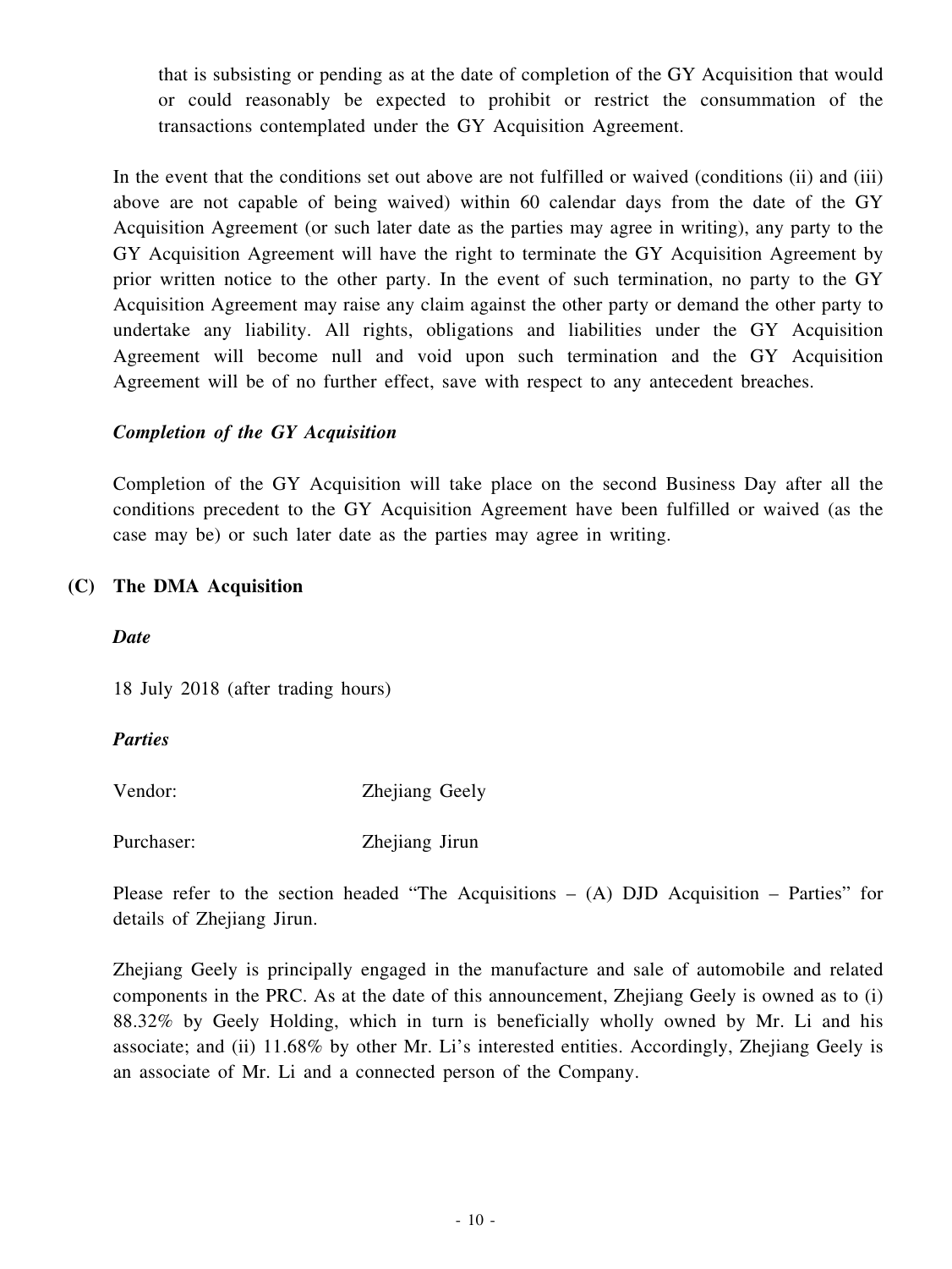that is subsisting or pending as at the date of completion of the GY Acquisition that would or could reasonably be expected to prohibit or restrict the consummation of the transactions contemplated under the GY Acquisition Agreement.

In the event that the conditions set out above are not fulfilled or waived (conditions (ii) and (iii) above are not capable of being waived) within 60 calendar days from the date of the GY Acquisition Agreement (or such later date as the parties may agree in writing), any party to the GY Acquisition Agreement will have the right to terminate the GY Acquisition Agreement by prior written notice to the other party. In the event of such termination, no party to the GY Acquisition Agreement may raise any claim against the other party or demand the other party to undertake any liability. All rights, obligations and liabilities under the GY Acquisition Agreement will become null and void upon such termination and the GY Acquisition Agreement will be of no further effect, save with respect to any antecedent breaches.

***Completion of the GY Acquisition***

Completion of the GY Acquisition will take place on the second Business Day after all the conditions precedent to the GY Acquisition Agreement have been fulfilled or waived (as the case may be) or such later date as the parties may agree in writing.

**(C) The DMA Acquisition**

***Date***

18 July 2018 (after trading hours)

***Parties***

Vendor: Zhejiang Geely

Purchaser: Zhejiang Jirun

Please refer to the section headed "The Acquisitions – (A) DJD Acquisition – Parties" for details of Zhejiang Jirun.

Zhejiang Geely is principally engaged in the manufacture and sale of automobile and related components in the PRC. As at the date of this announcement, Zhejiang Geely is owned as to (i) 88.32% by Geely Holding, which in turn is beneficially wholly owned by Mr. Li and his associate; and (ii) 11.68% by other Mr. Li's interested entities. Accordingly, Zhejiang Geely is an associate of Mr. Li and a connected person of the Company.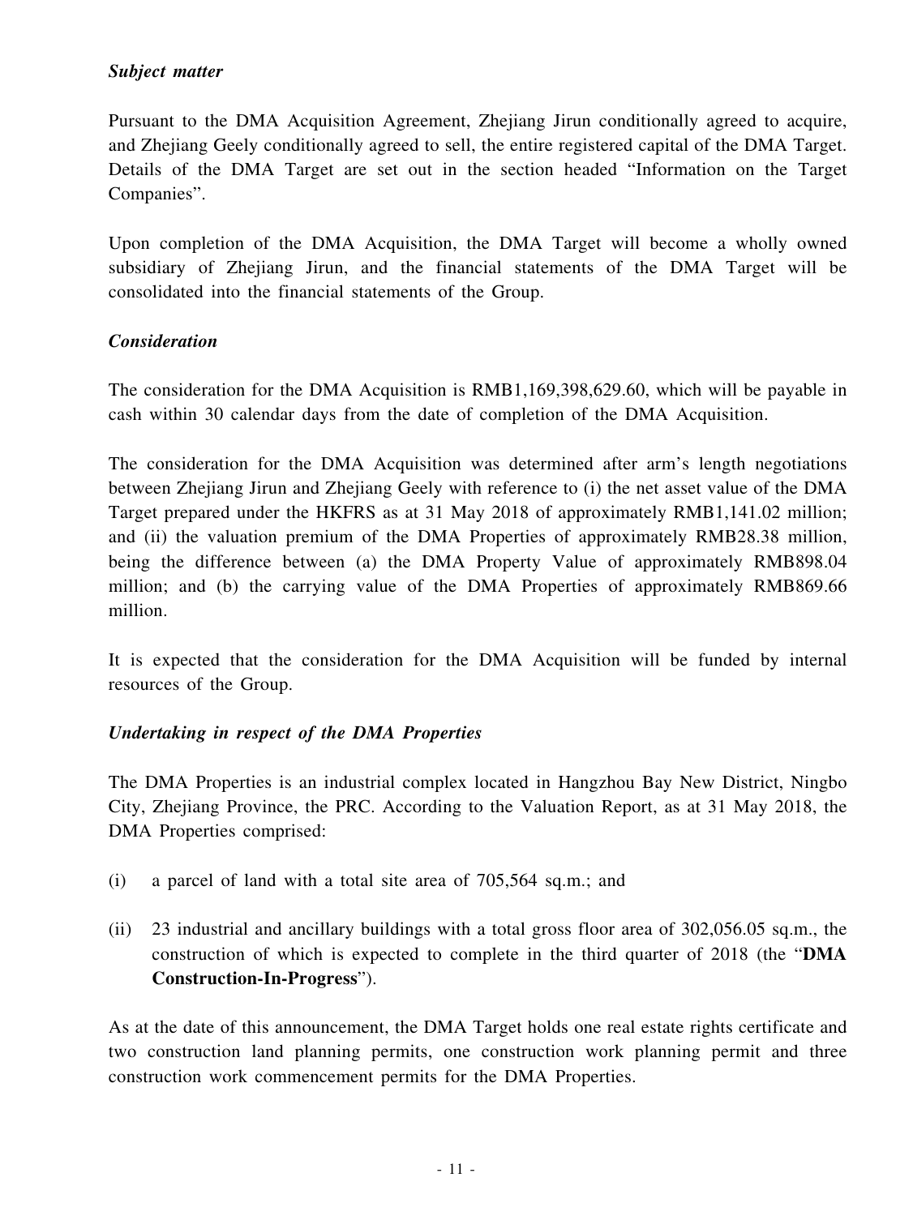### *Subject matter*

Pursuant to the DMA Acquisition Agreement, Zhejiang Jirun conditionally agreed to acquire, and Zhejiang Geely conditionally agreed to sell, the entire registered capital of the DMA Target. Details of the DMA Target are set out in the section headed "Information on the Target Companies".

Upon completion of the DMA Acquisition, the DMA Target will become a wholly owned subsidiary of Zhejiang Jirun, and the financial statements of the DMA Target will be consolidated into the financial statements of the Group.

### *Consideration*

The consideration for the DMA Acquisition is RMB1,169,398,629.60, which will be payable in cash within 30 calendar days from the date of completion of the DMA Acquisition.

The consideration for the DMA Acquisition was determined after arm's length negotiations between Zhejiang Jirun and Zhejiang Geely with reference to (i) the net asset value of the DMA Target prepared under the HKFRS as at 31 May 2018 of approximately RMB1,141.02 million; and (ii) the valuation premium of the DMA Properties of approximately RMB28.38 million, being the difference between (a) the DMA Property Value of approximately RMB898.04 million; and (b) the carrying value of the DMA Properties of approximately RMB869.66 million.

It is expected that the consideration for the DMA Acquisition will be funded by internal resources of the Group.

### *Undertaking in respect of the DMA Properties*

The DMA Properties is an industrial complex located in Hangzhou Bay New District, Ningbo City, Zhejiang Province, the PRC. According to the Valuation Report, as at 31 May 2018, the DMA Properties comprised:

(i) a parcel of land with a total site area of 705,564 sq.m.; and

(ii) 23 industrial and ancillary buildings with a total gross floor area of 302,056.05 sq.m., the construction of which is expected to complete in the third quarter of 2018 (the "**DMA Construction-In-Progress**").

As at the date of this announcement, the DMA Target holds one real estate rights certificate and two construction land planning permits, one construction work planning permit and three construction work commencement permits for the DMA Properties.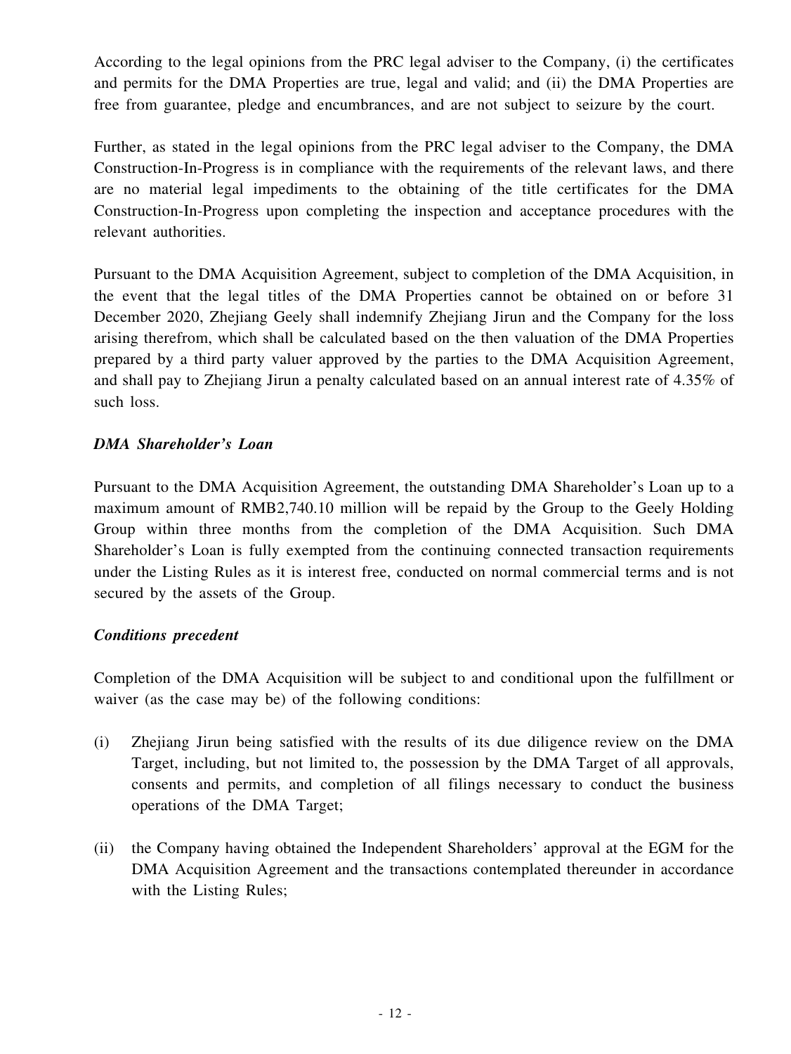According to the legal opinions from the PRC legal adviser to the Company, (i) the certificates and permits for the DMA Properties are true, legal and valid; and (ii) the DMA Properties are free from guarantee, pledge and encumbrances, and are not subject to seizure by the court.

Further, as stated in the legal opinions from the PRC legal adviser to the Company, the DMA Construction-In-Progress is in compliance with the requirements of the relevant laws, and there are no material legal impediments to the obtaining of the title certificates for the DMA Construction-In-Progress upon completing the inspection and acceptance procedures with the relevant authorities.

Pursuant to the DMA Acquisition Agreement, subject to completion of the DMA Acquisition, in the event that the legal titles of the DMA Properties cannot be obtained on or before 31 December 2020, Zhejiang Geely shall indemnify Zhejiang Jirun and the Company for the loss arising therefrom, which shall be calculated based on the then valuation of the DMA Properties prepared by a third party valuer approved by the parties to the DMA Acquisition Agreement, and shall pay to Zhejiang Jirun a penalty calculated based on an annual interest rate of 4.35% of such loss.

***DMA Shareholder's Loan***

Pursuant to the DMA Acquisition Agreement, the outstanding DMA Shareholder's Loan up to a maximum amount of RMB2,740.10 million will be repaid by the Group to the Geely Holding Group within three months from the completion of the DMA Acquisition. Such DMA Shareholder's Loan is fully exempted from the continuing connected transaction requirements under the Listing Rules as it is interest free, conducted on normal commercial terms and is not secured by the assets of the Group.

***Conditions precedent***

Completion of the DMA Acquisition will be subject to and conditional upon the fulfillment or waiver (as the case may be) of the following conditions:

(i) Zhejiang Jirun being satisfied with the results of its due diligence review on the DMA Target, including, but not limited to, the possession by the DMA Target of all approvals, consents and permits, and completion of all filings necessary to conduct the business operations of the DMA Target;

(ii) the Company having obtained the Independent Shareholders' approval at the EGM for the DMA Acquisition Agreement and the transactions contemplated thereunder in accordance with the Listing Rules;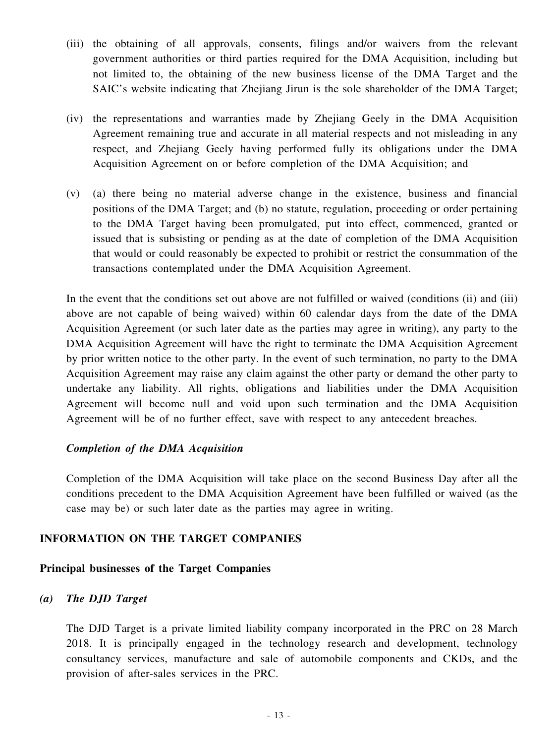(iii) the obtaining of all approvals, consents, filings and/or waivers from the relevant government authorities or third parties required for the DMA Acquisition, including but not limited to, the obtaining of the new business license of the DMA Target and the SAIC's website indicating that Zhejiang Jirun is the sole shareholder of the DMA Target;

(iv) the representations and warranties made by Zhejiang Geely in the DMA Acquisition Agreement remaining true and accurate in all material respects and not misleading in any respect, and Zhejiang Geely having performed fully its obligations under the DMA Acquisition Agreement on or before completion of the DMA Acquisition; and

(v) (a) there being no material adverse change in the existence, business and financial positions of the DMA Target; and (b) no statute, regulation, proceeding or order pertaining to the DMA Target having been promulgated, put into effect, commenced, granted or issued that is subsisting or pending as at the date of completion of the DMA Acquisition that would or could reasonably be expected to prohibit or restrict the consummation of the transactions contemplated under the DMA Acquisition Agreement.

In the event that the conditions set out above are not fulfilled or waived (conditions (ii) and (iii) above are not capable of being waived) within 60 calendar days from the date of the DMA Acquisition Agreement (or such later date as the parties may agree in writing), any party to the DMA Acquisition Agreement will have the right to terminate the DMA Acquisition Agreement by prior written notice to the other party. In the event of such termination, no party to the DMA Acquisition Agreement may raise any claim against the other party or demand the other party to undertake any liability. All rights, obligations and liabilities under the DMA Acquisition Agreement will become null and void upon such termination and the DMA Acquisition Agreement will be of no further effect, save with respect to any antecedent breaches.

***Completion of the DMA Acquisition***

Completion of the DMA Acquisition will take place on the second Business Day after all the conditions precedent to the DMA Acquisition Agreement have been fulfilled or waived (as the case may be) or such later date as the parties may agree in writing.

## INFORMATION ON THE TARGET COMPANIES

### Principal businesses of the Target Companies

***(a) The DJD Target***

The DJD Target is a private limited liability company incorporated in the PRC on 28 March 2018. It is principally engaged in the technology research and development, technology consultancy services, manufacture and sale of automobile components and CKDs, and the provision of after-sales services in the PRC.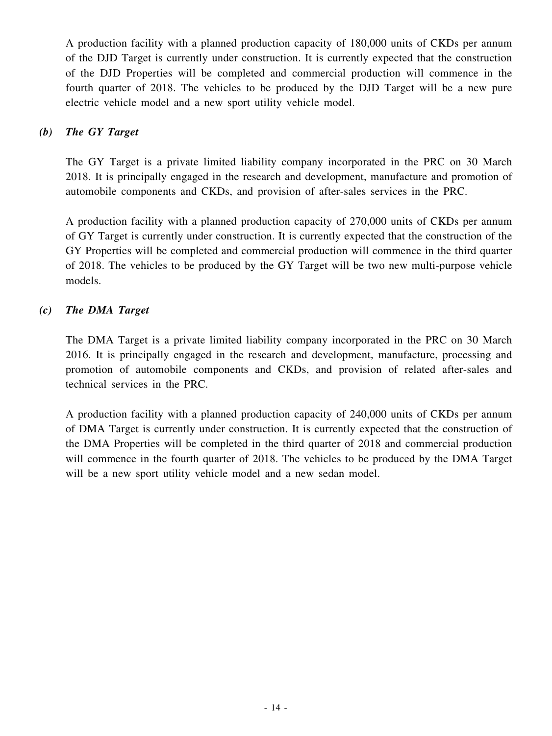A production facility with a planned production capacity of 180,000 units of CKDs per annum of the DJD Target is currently under construction. It is currently expected that the construction of the DJD Properties will be completed and commercial production will commence in the fourth quarter of 2018. The vehicles to be produced by the DJD Target will be a new pure electric vehicle model and a new sport utility vehicle model.

### *(b) The GY Target*

The GY Target is a private limited liability company incorporated in the PRC on 30 March 2018. It is principally engaged in the research and development, manufacture and promotion of automobile components and CKDs, and provision of after-sales services in the PRC.

A production facility with a planned production capacity of 270,000 units of CKDs per annum of GY Target is currently under construction. It is currently expected that the construction of the GY Properties will be completed and commercial production will commence in the third quarter of 2018. The vehicles to be produced by the GY Target will be two new multi-purpose vehicle models.

### *(c) The DMA Target*

The DMA Target is a private limited liability company incorporated in the PRC on 30 March 2016. It is principally engaged in the research and development, manufacture, processing and promotion of automobile components and CKDs, and provision of related after-sales and technical services in the PRC.

A production facility with a planned production capacity of 240,000 units of CKDs per annum of DMA Target is currently under construction. It is currently expected that the construction of the DMA Properties will be completed in the third quarter of 2018 and commercial production will commence in the fourth quarter of 2018. The vehicles to be produced by the DMA Target will be a new sport utility vehicle model and a new sedan model.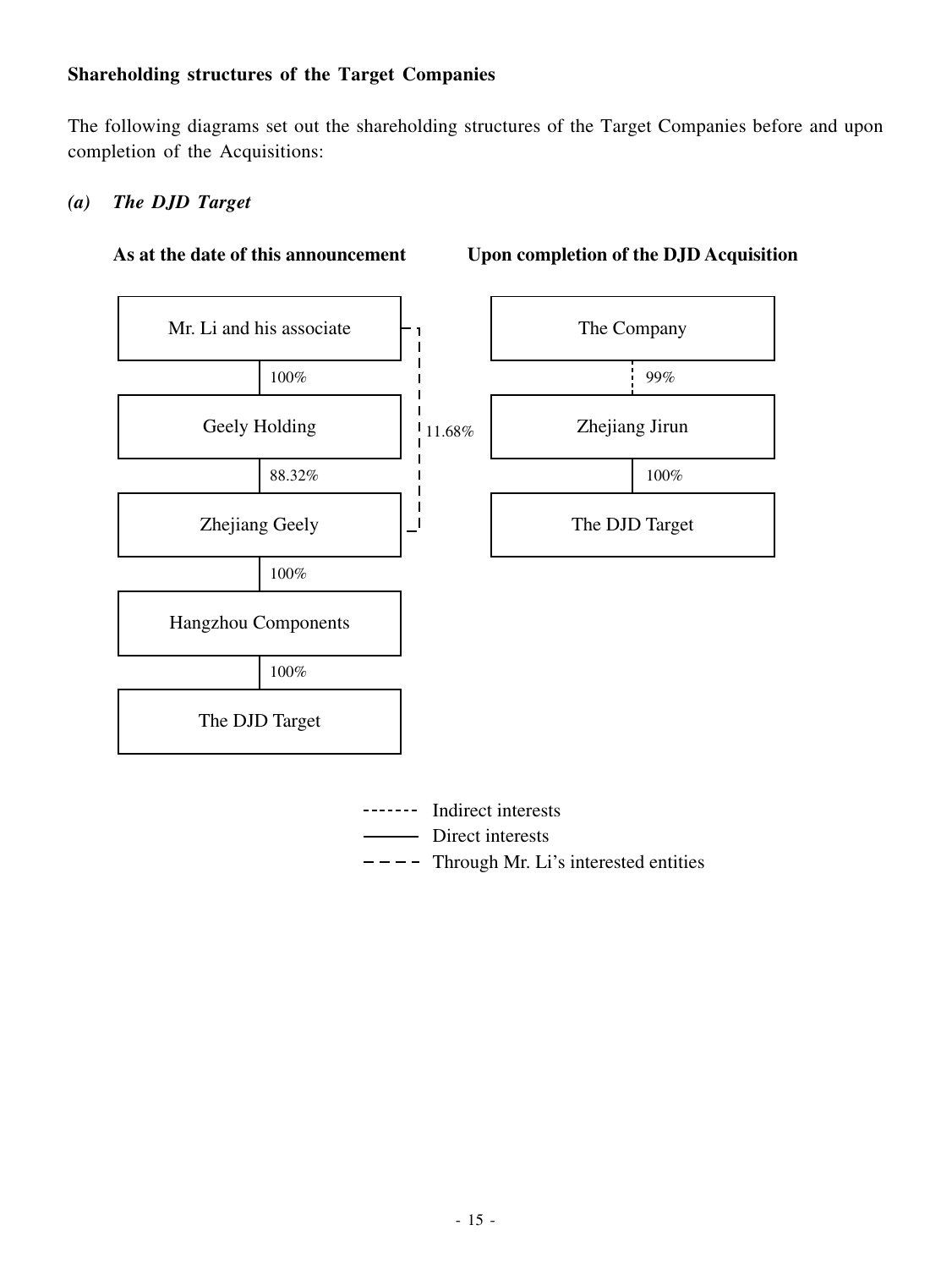**Shareholding structures of the Target Companies**

The following diagrams set out the shareholding structures of the Target Companies before and upon completion of the Acquisitions:

*(a)* ***The DJD Target***

**As at the date of this announcement**

Mr. Li and his associate

100%

Geely Holding

88.32%

11.68%

Zhejiang Geely

100%

Hangzhou Components

100%

The DJD Target

**Upon completion of the DJD Acquisition**

The Company

99%

Zhejiang Jirun

100%

The DJD Target

------- Indirect interests

——— Direct interests

– – – – Through Mr. Li's interested entities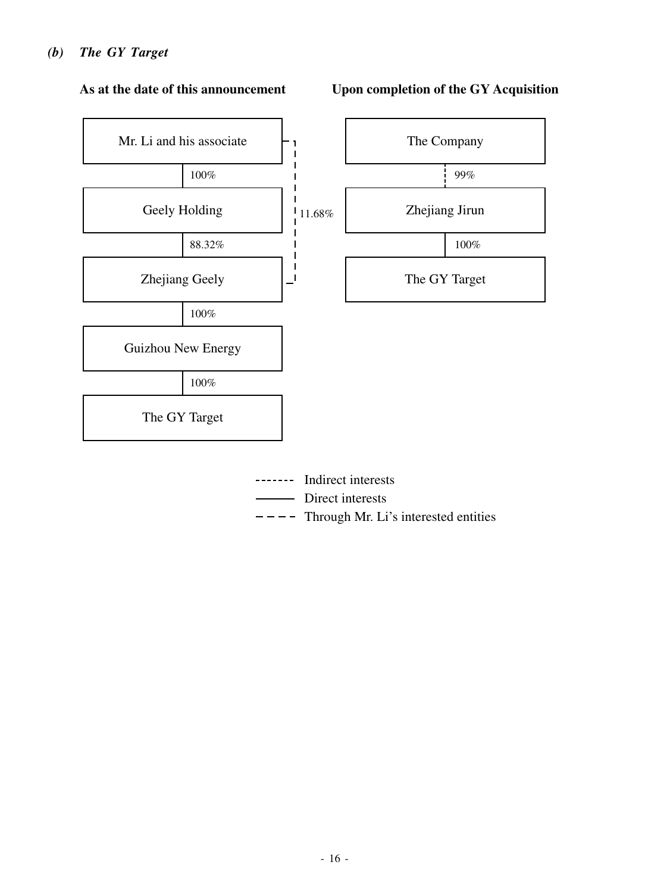### *(b) The GY Target*

**As at the date of this announcement**

Mr. Li and his associate

100%

Geely Holding

88.32%

Zhejiang Geely

100%

Guizhou New Energy

100%

The GY Target

11.68%

**Upon completion of the GY Acquisition**

The Company

99%

Zhejiang Jirun

100%

The GY Target

------- Indirect interests

——— Direct interests

– – – – Through Mr. Li's interested entities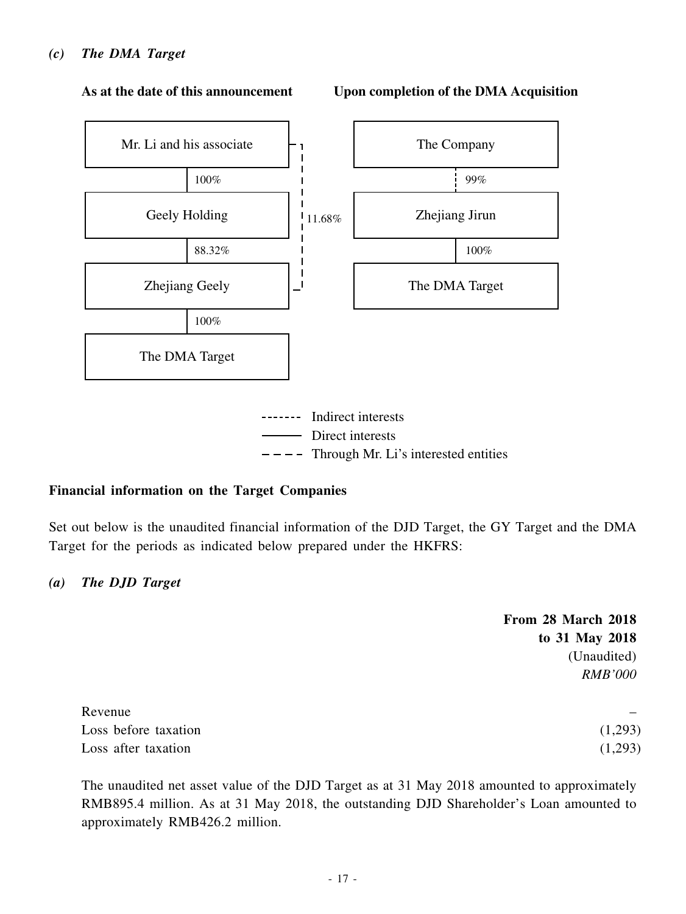*(c) The DMA Target*

**As at the date of this announcement**

Mr. Li and his associate

100%

Geely Holding

88.32%

Zhejiang Geely

100%

The DMA Target

11.68%

**Upon completion of the DMA Acquisition**

The Company

99%

Zhejiang Jirun

100%

The DMA Target

------- Indirect interests

——— Direct interests

– – – – Through Mr. Li's interested entities

**Financial information on the Target Companies**

Set out below is the unaudited financial information of the DJD Target, the GY Target and the DMA Target for the periods as indicated below prepared under the HKFRS:

*(a) The DJD Target*

| | **From 28 March 2018 to 31 May 2018** (Unaudited) *RMB'000* |
|---|---|
| Revenue | – |
| Loss before taxation | (1,293) |
| Loss after taxation | (1,293) |

The unaudited net asset value of the DJD Target as at 31 May 2018 amounted to approximately RMB895.4 million. As at 31 May 2018, the outstanding DJD Shareholder's Loan amounted to approximately RMB426.2 million.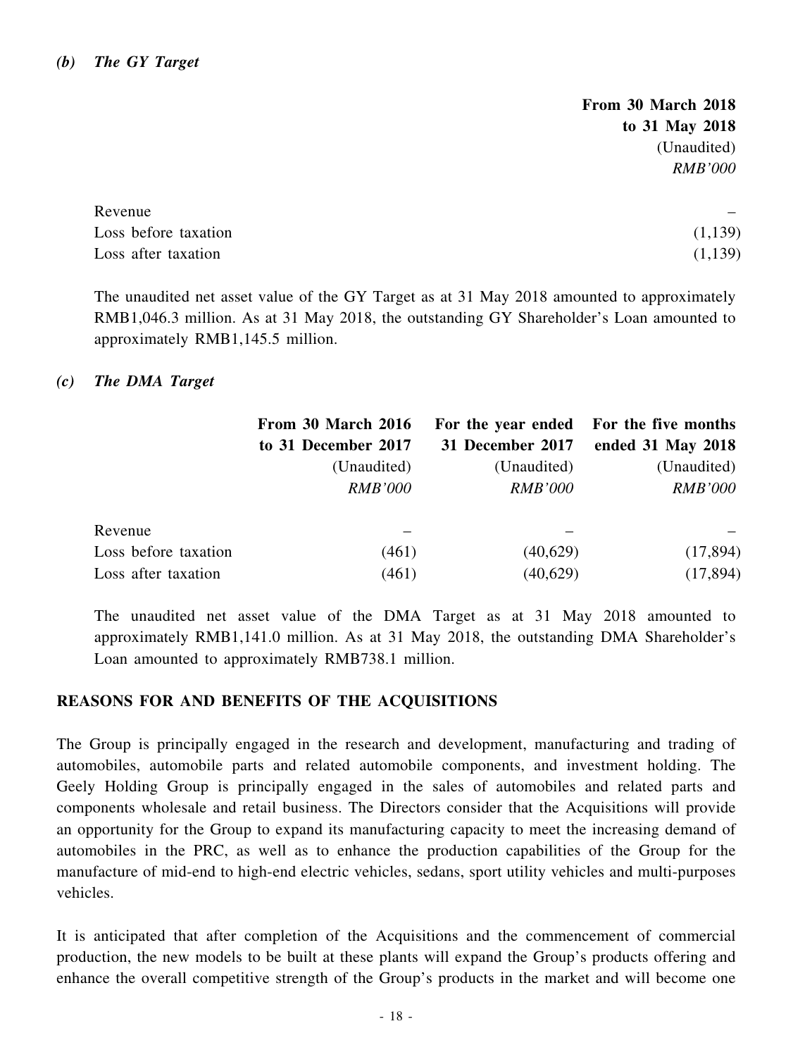*(b) The GY Target*

| | From 30 March 2018 to 31 May 2018 |
|---|---|
| | (Unaudited) |
| | *RMB'000* |
| Revenue | – |
| Loss before taxation | (1,139) |
| Loss after taxation | (1,139) |

The unaudited net asset value of the GY Target as at 31 May 2018 amounted to approximately RMB1,046.3 million. As at 31 May 2018, the outstanding GY Shareholder's Loan amounted to approximately RMB1,145.5 million.

*(c) The DMA Target*

| | From 30 March 2016 to 31 December 2017 | For the year ended 31 December 2017 | For the five months ended 31 May 2018 |
|---|---|---|---|
| | (Unaudited) | (Unaudited) | (Unaudited) |
| | *RMB'000* | *RMB'000* | *RMB'000* |
| Revenue | – | – | – |
| Loss before taxation | (461) | (40,629) | (17,894) |
| Loss after taxation | (461) | (40,629) | (17,894) |

The unaudited net asset value of the DMA Target as at 31 May 2018 amounted to approximately RMB1,141.0 million. As at 31 May 2018, the outstanding DMA Shareholder's Loan amounted to approximately RMB738.1 million.

## REASONS FOR AND BENEFITS OF THE ACQUISITIONS

The Group is principally engaged in the research and development, manufacturing and trading of automobiles, automobile parts and related automobile components, and investment holding. The Geely Holding Group is principally engaged in the sales of automobiles and related parts and components wholesale and retail business. The Directors consider that the Acquisitions will provide an opportunity for the Group to expand its manufacturing capacity to meet the increasing demand of automobiles in the PRC, as well as to enhance the production capabilities of the Group for the manufacture of mid-end to high-end electric vehicles, sedans, sport utility vehicles and multi-purposes vehicles.

It is anticipated that after completion of the Acquisitions and the commencement of commercial production, the new models to be built at these plants will expand the Group's products offering and enhance the overall competitive strength of the Group's products in the market and will become one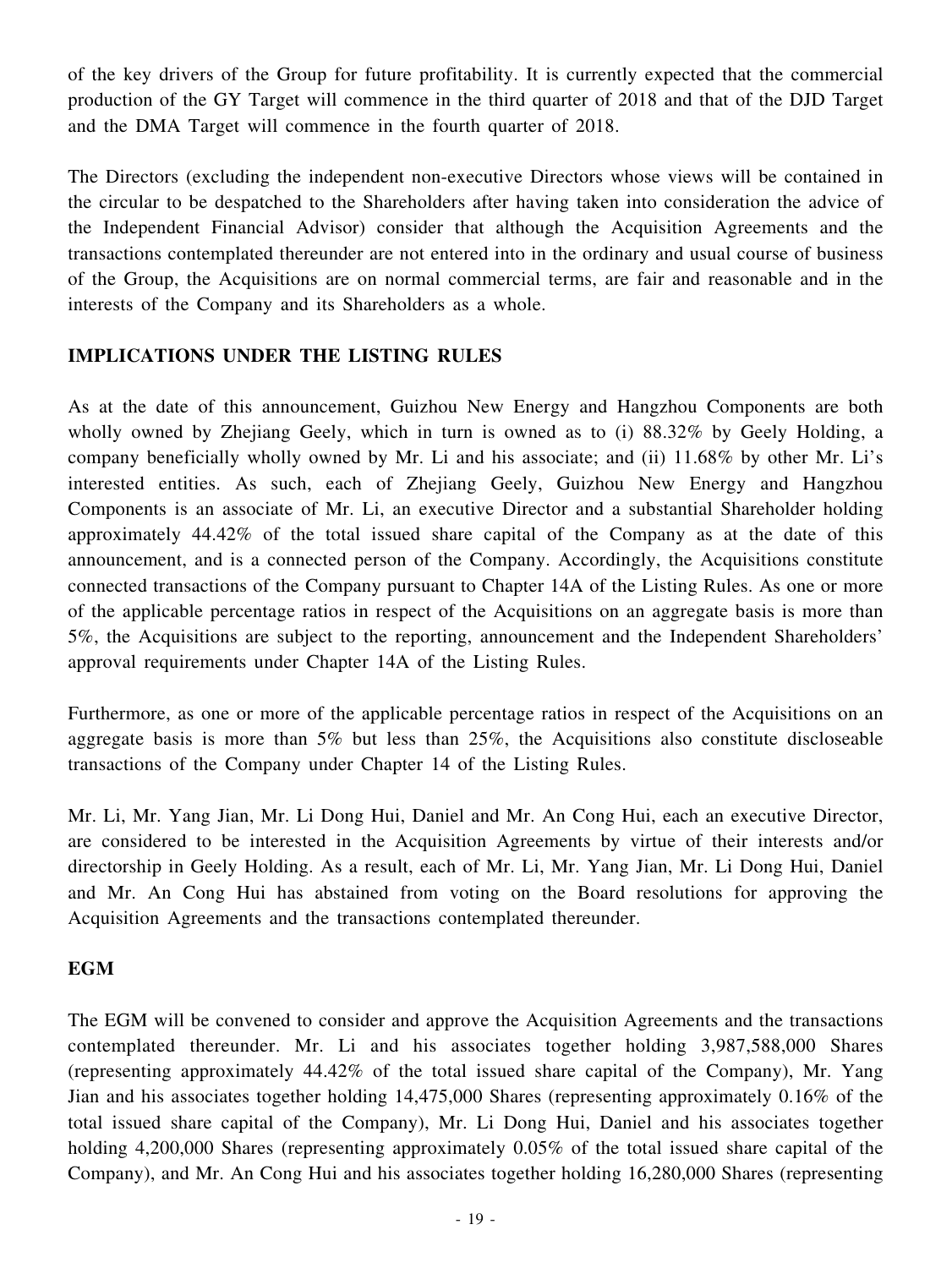of the key drivers of the Group for future profitability. It is currently expected that the commercial production of the GY Target will commence in the third quarter of 2018 and that of the DJD Target and the DMA Target will commence in the fourth quarter of 2018.

The Directors (excluding the independent non-executive Directors whose views will be contained in the circular to be despatched to the Shareholders after having taken into consideration the advice of the Independent Financial Advisor) consider that although the Acquisition Agreements and the transactions contemplated thereunder are not entered into in the ordinary and usual course of business of the Group, the Acquisitions are on normal commercial terms, are fair and reasonable and in the interests of the Company and its Shareholders as a whole.

## IMPLICATIONS UNDER THE LISTING RULES

As at the date of this announcement, Guizhou New Energy and Hangzhou Components are both wholly owned by Zhejiang Geely, which in turn is owned as to (i) 88.32% by Geely Holding, a company beneficially wholly owned by Mr. Li and his associate; and (ii) 11.68% by other Mr. Li's interested entities. As such, each of Zhejiang Geely, Guizhou New Energy and Hangzhou Components is an associate of Mr. Li, an executive Director and a substantial Shareholder holding approximately 44.42% of the total issued share capital of the Company as at the date of this announcement, and is a connected person of the Company. Accordingly, the Acquisitions constitute connected transactions of the Company pursuant to Chapter 14A of the Listing Rules. As one or more of the applicable percentage ratios in respect of the Acquisitions on an aggregate basis is more than 5%, the Acquisitions are subject to the reporting, announcement and the Independent Shareholders' approval requirements under Chapter 14A of the Listing Rules.

Furthermore, as one or more of the applicable percentage ratios in respect of the Acquisitions on an aggregate basis is more than 5% but less than 25%, the Acquisitions also constitute discloseable transactions of the Company under Chapter 14 of the Listing Rules.

Mr. Li, Mr. Yang Jian, Mr. Li Dong Hui, Daniel and Mr. An Cong Hui, each an executive Director, are considered to be interested in the Acquisition Agreements by virtue of their interests and/or directorship in Geely Holding. As a result, each of Mr. Li, Mr. Yang Jian, Mr. Li Dong Hui, Daniel and Mr. An Cong Hui has abstained from voting on the Board resolutions for approving the Acquisition Agreements and the transactions contemplated thereunder.

## EGM

The EGM will be convened to consider and approve the Acquisition Agreements and the transactions contemplated thereunder. Mr. Li and his associates together holding 3,987,588,000 Shares (representing approximately 44.42% of the total issued share capital of the Company), Mr. Yang Jian and his associates together holding 14,475,000 Shares (representing approximately 0.16% of the total issued share capital of the Company), Mr. Li Dong Hui, Daniel and his associates together holding 4,200,000 Shares (representing approximately 0.05% of the total issued share capital of the Company), and Mr. An Cong Hui and his associates together holding 16,280,000 Shares (representing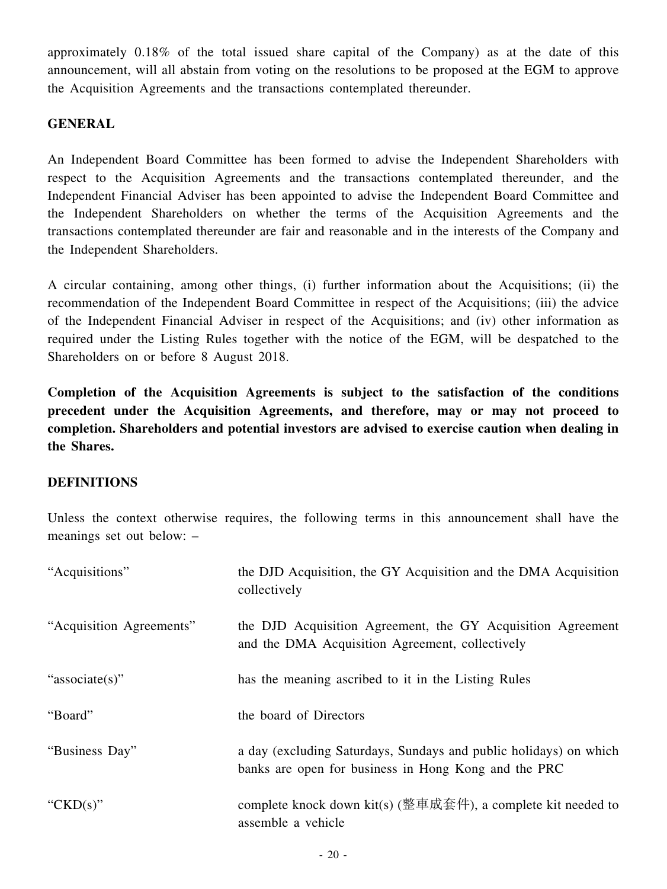approximately 0.18% of the total issued share capital of the Company) as at the date of this announcement, will all abstain from voting on the resolutions to be proposed at the EGM to approve the Acquisition Agreements and the transactions contemplated thereunder.

## GENERAL

An Independent Board Committee has been formed to advise the Independent Shareholders with respect to the Acquisition Agreements and the transactions contemplated thereunder, and the Independent Financial Adviser has been appointed to advise the Independent Board Committee and the Independent Shareholders on whether the terms of the Acquisition Agreements and the transactions contemplated thereunder are fair and reasonable and in the interests of the Company and the Independent Shareholders.

A circular containing, among other things, (i) further information about the Acquisitions; (ii) the recommendation of the Independent Board Committee in respect of the Acquisitions; (iii) the advice of the Independent Financial Adviser in respect of the Acquisitions; and (iv) other information as required under the Listing Rules together with the notice of the EGM, will be despatched to the Shareholders on or before 8 August 2018.

**Completion of the Acquisition Agreements is subject to the satisfaction of the conditions precedent under the Acquisition Agreements, and therefore, may or may not proceed to completion. Shareholders and potential investors are advised to exercise caution when dealing in the Shares.**

## DEFINITIONS

Unless the context otherwise requires, the following terms in this announcement shall have the meanings set out below: –

| | |
|---|---|
| "Acquisitions" | the DJD Acquisition, the GY Acquisition and the DMA Acquisition collectively |
| "Acquisition Agreements" | the DJD Acquisition Agreement, the GY Acquisition Agreement and the DMA Acquisition Agreement, collectively |
| "associate(s)" | has the meaning ascribed to it in the Listing Rules |
| "Board" | the board of Directors |
| "Business Day" | a day (excluding Saturdays, Sundays and public holidays) on which banks are open for business in Hong Kong and the PRC |
| "CKD(s)" | complete knock down kit(s) (整車成套件), a complete kit needed to assemble a vehicle |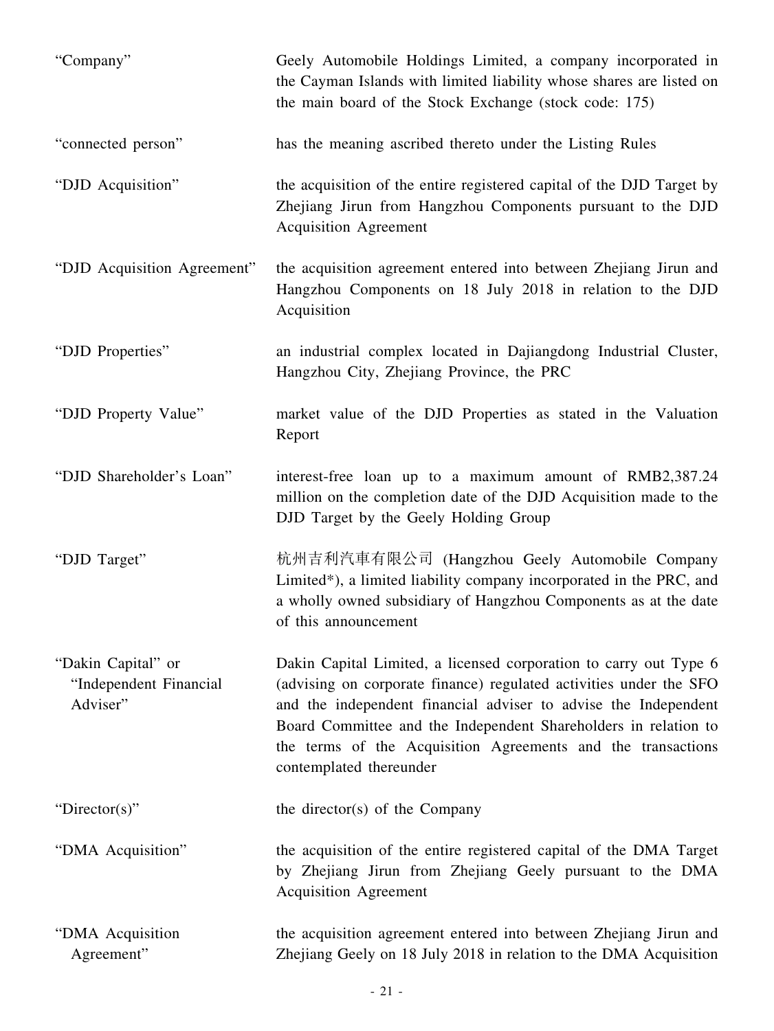| | |
|---|---|
| "Company" | Geely Automobile Holdings Limited, a company incorporated in the Cayman Islands with limited liability whose shares are listed on the main board of the Stock Exchange (stock code: 175) |
| "connected person" | has the meaning ascribed thereto under the Listing Rules |
| "DJD Acquisition" | the acquisition of the entire registered capital of the DJD Target by Zhejiang Jirun from Hangzhou Components pursuant to the DJD Acquisition Agreement |
| "DJD Acquisition Agreement" | the acquisition agreement entered into between Zhejiang Jirun and Hangzhou Components on 18 July 2018 in relation to the DJD Acquisition |
| "DJD Properties" | an industrial complex located in Dajiangdong Industrial Cluster, Hangzhou City, Zhejiang Province, the PRC |
| "DJD Property Value" | market value of the DJD Properties as stated in the Valuation Report |
| "DJD Shareholder's Loan" | interest-free loan up to a maximum amount of RMB2,387.24 million on the completion date of the DJD Acquisition made to the DJD Target by the Geely Holding Group |
| "DJD Target" | 杭州吉利汽車有限公司 (Hangzhou Geely Automobile Company Limited*), a limited liability company incorporated in the PRC, and a wholly owned subsidiary of Hangzhou Components as at the date of this announcement |
| "Dakin Capital" or "Independent Financial Adviser" | Dakin Capital Limited, a licensed corporation to carry out Type 6 (advising on corporate finance) regulated activities under the SFO and the independent financial adviser to advise the Independent Board Committee and the Independent Shareholders in relation to the terms of the Acquisition Agreements and the transactions contemplated thereunder |
| "Director(s)" | the director(s) of the Company |
| "DMA Acquisition" | the acquisition of the entire registered capital of the DMA Target by Zhejiang Jirun from Zhejiang Geely pursuant to the DMA Acquisition Agreement |
| "DMA Acquisition Agreement" | the acquisition agreement entered into between Zhejiang Jirun and Zhejiang Geely on 18 July 2018 in relation to the DMA Acquisition |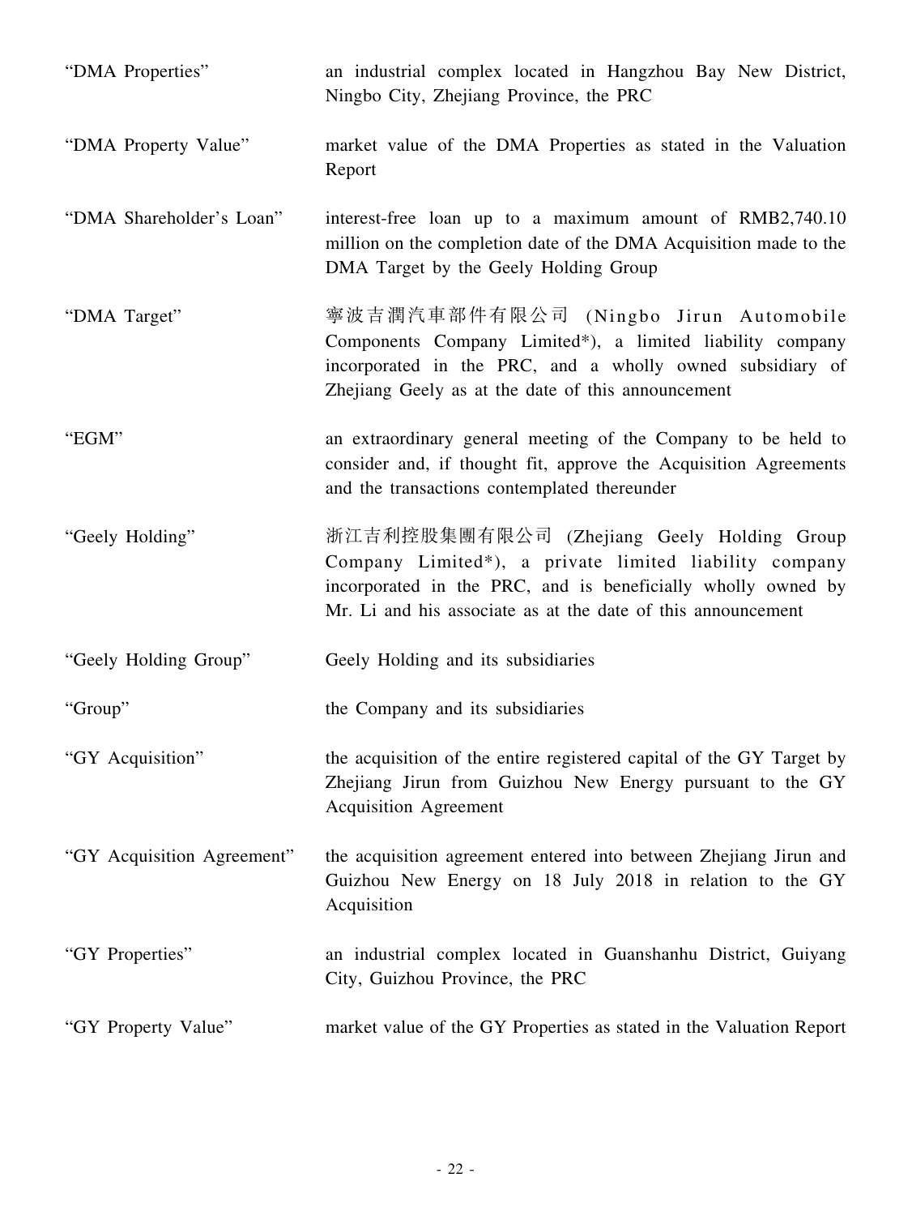| | |
|---|---|
| "DMA Properties" | an industrial complex located in Hangzhou Bay New District, Ningbo City, Zhejiang Province, the PRC |
| "DMA Property Value" | market value of the DMA Properties as stated in the Valuation Report |
| "DMA Shareholder's Loan" | interest-free loan up to a maximum amount of RMB2,740.10 million on the completion date of the DMA Acquisition made to the DMA Target by the Geely Holding Group |
| "DMA Target" | 寧波吉潤汽車部件有限公司 (Ningbo Jirun Automobile Components Company Limited*), a limited liability company incorporated in the PRC, and a wholly owned subsidiary of Zhejiang Geely as at the date of this announcement |
| "EGM" | an extraordinary general meeting of the Company to be held to consider and, if thought fit, approve the Acquisition Agreements and the transactions contemplated thereunder |
| "Geely Holding" | 浙江吉利控股集團有限公司 (Zhejiang Geely Holding Group Company Limited*), a private limited liability company incorporated in the PRC, and is beneficially wholly owned by Mr. Li and his associate as at the date of this announcement |
| "Geely Holding Group" | Geely Holding and its subsidiaries |
| "Group" | the Company and its subsidiaries |
| "GY Acquisition" | the acquisition of the entire registered capital of the GY Target by Zhejiang Jirun from Guizhou New Energy pursuant to the GY Acquisition Agreement |
| "GY Acquisition Agreement" | the acquisition agreement entered into between Zhejiang Jirun and Guizhou New Energy on 18 July 2018 in relation to the GY Acquisition |
| "GY Properties" | an industrial complex located in Guanshanhu District, Guiyang City, Guizhou Province, the PRC |
| "GY Property Value" | market value of the GY Properties as stated in the Valuation Report |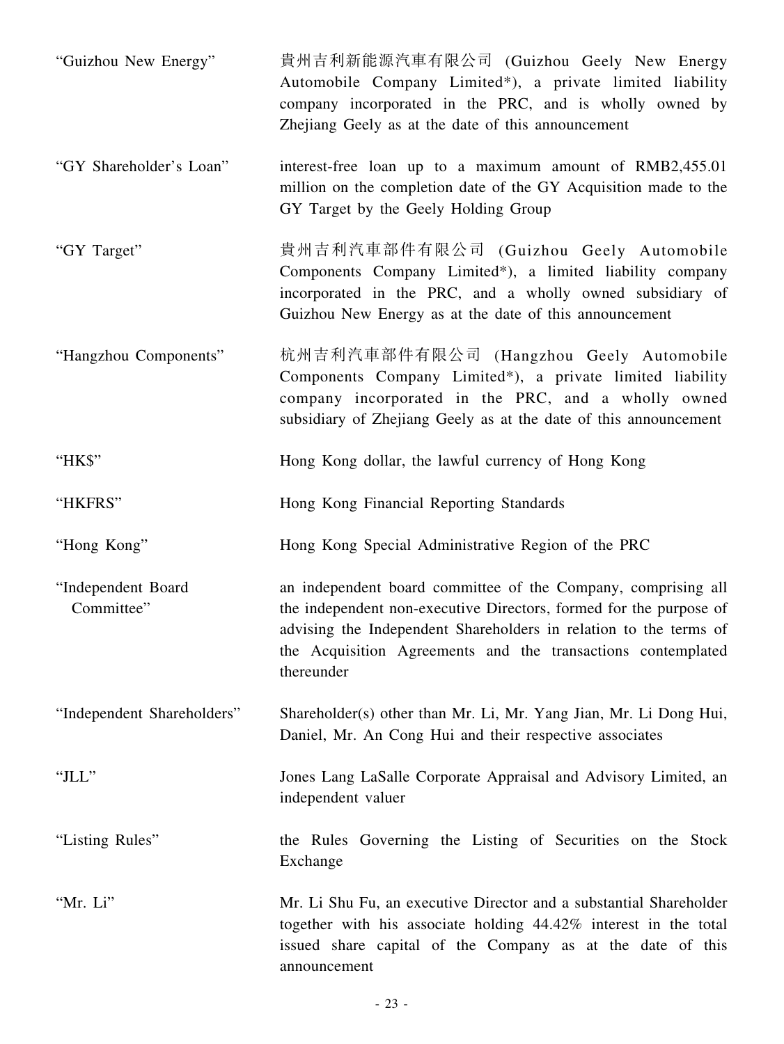| | |
|---|---|
| "Guizhou New Energy" | 貴州吉利新能源汽車有限公司 (Guizhou Geely New Energy Automobile Company Limited*), a private limited liability company incorporated in the PRC, and is wholly owned by Zhejiang Geely as at the date of this announcement |
| "GY Shareholder's Loan" | interest-free loan up to a maximum amount of RMB2,455.01 million on the completion date of the GY Acquisition made to the GY Target by the Geely Holding Group |
| "GY Target" | 貴州吉利汽車部件有限公司 (Guizhou Geely Automobile Components Company Limited*), a limited liability company incorporated in the PRC, and a wholly owned subsidiary of Guizhou New Energy as at the date of this announcement |
| "Hangzhou Components" | 杭州吉利汽車部件有限公司 (Hangzhou Geely Automobile Components Company Limited*), a private limited liability company incorporated in the PRC, and a wholly owned subsidiary of Zhejiang Geely as at the date of this announcement |
| "HK$" | Hong Kong dollar, the lawful currency of Hong Kong |
| "HKFRS" | Hong Kong Financial Reporting Standards |
| "Hong Kong" | Hong Kong Special Administrative Region of the PRC |
| "Independent Board Committee" | an independent board committee of the Company, comprising all the independent non-executive Directors, formed for the purpose of advising the Independent Shareholders in relation to the terms of the Acquisition Agreements and the transactions contemplated thereunder |
| "Independent Shareholders" | Shareholder(s) other than Mr. Li, Mr. Yang Jian, Mr. Li Dong Hui, Daniel, Mr. An Cong Hui and their respective associates |
| "JLL" | Jones Lang LaSalle Corporate Appraisal and Advisory Limited, an independent valuer |
| "Listing Rules" | the Rules Governing the Listing of Securities on the Stock Exchange |
| "Mr. Li" | Mr. Li Shu Fu, an executive Director and a substantial Shareholder together with his associate holding 44.42% interest in the total issued share capital of the Company as at the date of this announcement |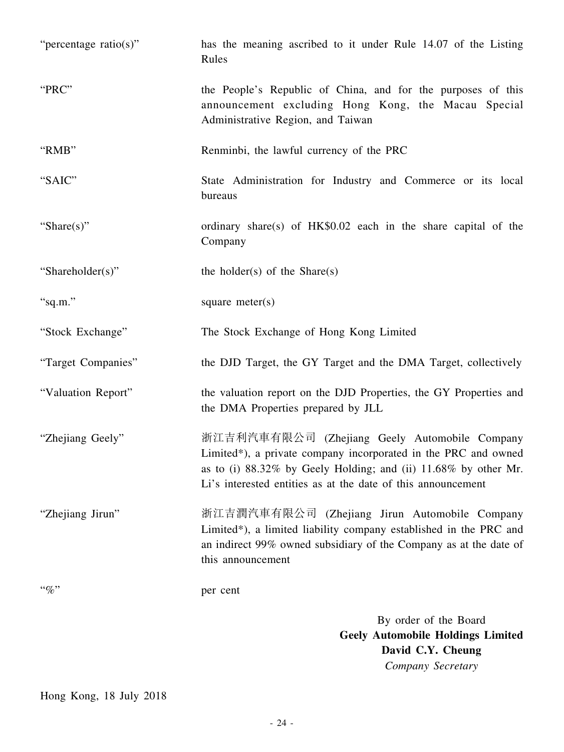| | |
|---|---|
| "percentage ratio(s)" | has the meaning ascribed to it under Rule 14.07 of the Listing Rules |
| "PRC" | the People's Republic of China, and for the purposes of this announcement excluding Hong Kong, the Macau Special Administrative Region, and Taiwan |
| "RMB" | Renminbi, the lawful currency of the PRC |
| "SAIC" | State Administration for Industry and Commerce or its local bureaus |
| "Share(s)" | ordinary share(s) of HK$0.02 each in the share capital of the Company |
| "Shareholder(s)" | the holder(s) of the Share(s) |
| "sq.m." | square meter(s) |
| "Stock Exchange" | The Stock Exchange of Hong Kong Limited |
| "Target Companies" | the DJD Target, the GY Target and the DMA Target, collectively |
| "Valuation Report" | the valuation report on the DJD Properties, the GY Properties and the DMA Properties prepared by JLL |
| "Zhejiang Geely" | 浙江吉利汽車有限公司 (Zhejiang Geely Automobile Company Limited*), a private company incorporated in the PRC and owned as to (i) 88.32% by Geely Holding; and (ii) 11.68% by other Mr. Li's interested entities as at the date of this announcement |
| "Zhejiang Jirun" | 浙江吉潤汽車有限公司 (Zhejiang Jirun Automobile Company Limited*), a limited liability company established in the PRC and an indirect 99% owned subsidiary of the Company as at the date of this announcement |
| "%" | per cent |

By order of the Board
**Geely Automobile Holdings Limited**
**David C.Y. Cheung**
*Company Secretary*

Hong Kong, 18 July 2018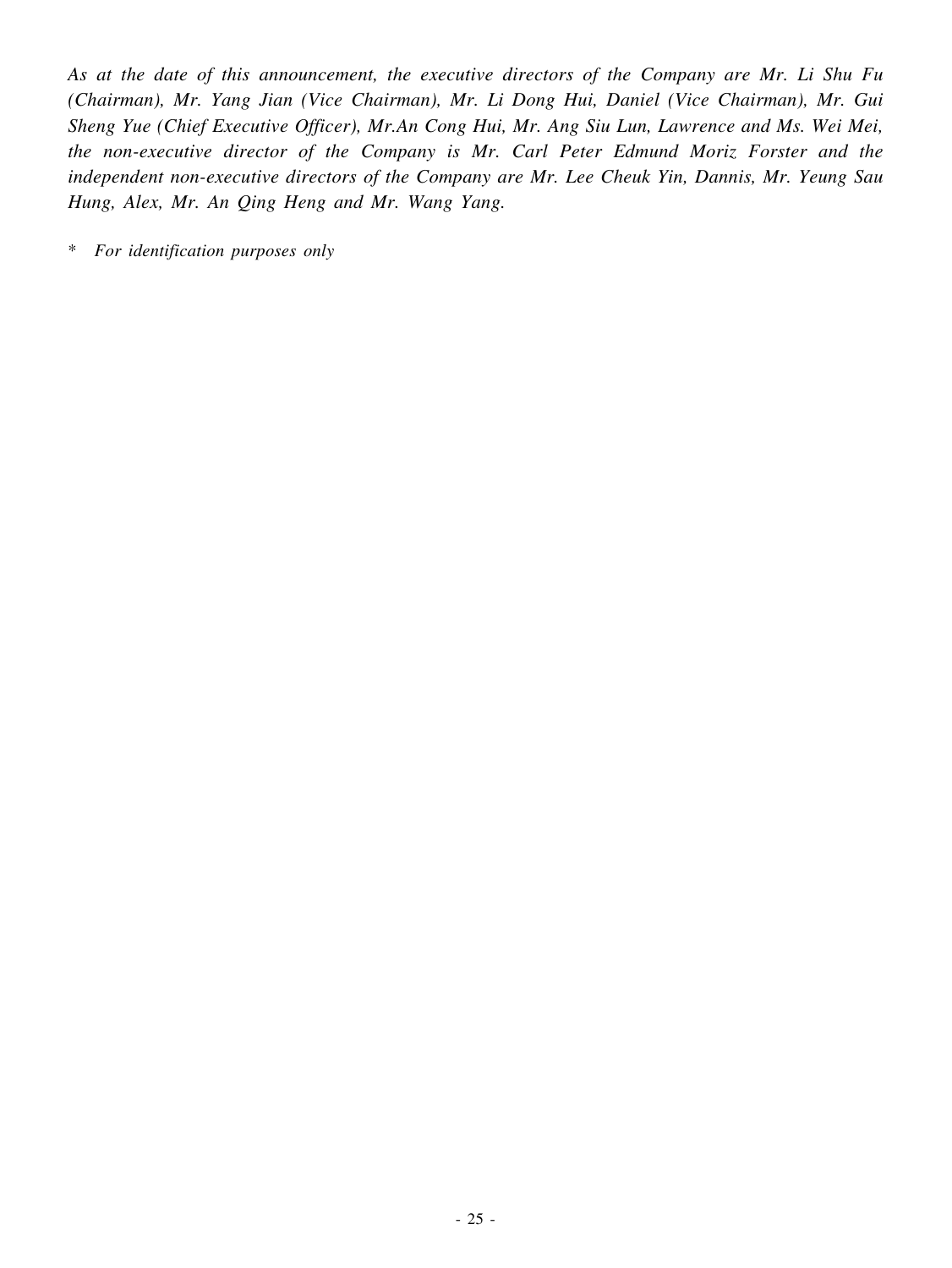*As at the date of this announcement, the executive directors of the Company are Mr. Li Shu Fu (Chairman), Mr. Yang Jian (Vice Chairman), Mr. Li Dong Hui, Daniel (Vice Chairman), Mr. Gui Sheng Yue (Chief Executive Officer), Mr.An Cong Hui, Mr. Ang Siu Lun, Lawrence and Ms. Wei Mei, the non-executive director of the Company is Mr. Carl Peter Edmund Moriz Forster and the independent non-executive directors of the Company are Mr. Lee Cheuk Yin, Dannis, Mr. Yeung Sau Hung, Alex, Mr. An Qing Heng and Mr. Wang Yang.*

\* *For identification purposes only*